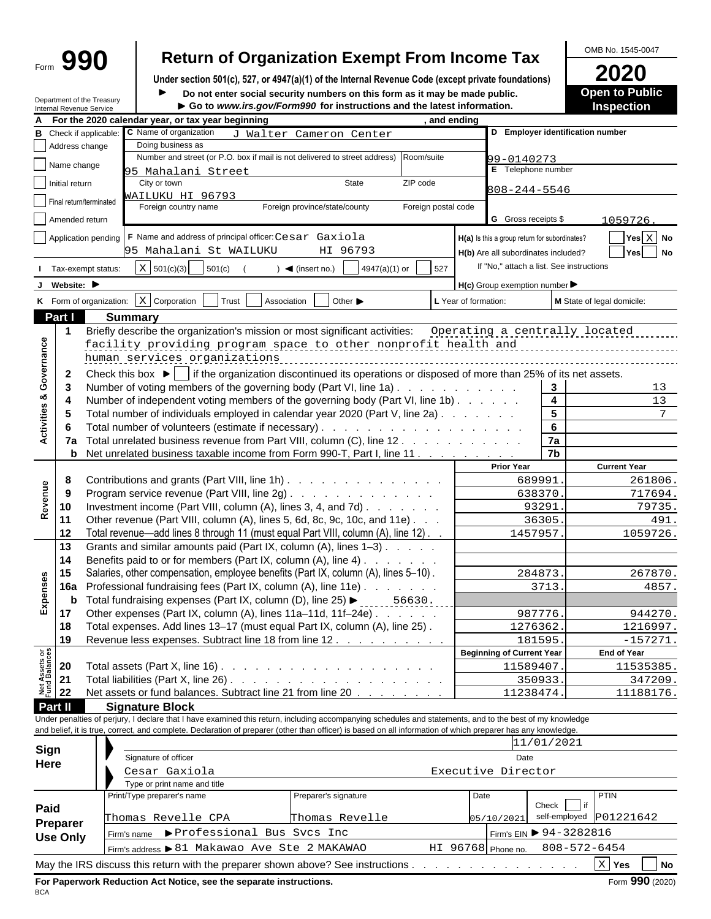# Form 990 — Return of Organization Exempt From Income Tax

**Under section 501(c), 527, or 4947(a)(1) of the Internal Revenue Code (except private foundations)**

► Do not enter social security numbers on this form as it may be made public.
► Go to *www.irs.gov/Form990* for instructions and the latest information.

Department of the Treasury
Internal Revenue Service

OMB No. 1545-0047

**2020**

**Open to Public Inspection**

**A** For the 2020 calendar year, or tax year beginning , and ending

**B** Check if applicable:
- Address change
- Name change
- Initial return
- Final return/terminated
- Amended return
- Application pending

**C** Name of organization: J Walter Cameron Center
Doing business as:
Number and street (or P.O. box if mail is not delivered to street address): 95 Mahalani Street — Room/suite:
City or town, State, ZIP code: WAILUKU HI 96793
Foreign country name / Foreign province/state/county / Foreign postal code:

**D** Employer identification number: 99-0140273

**E** Telephone number: 808-244-5546

**G** Gross receipts $ 1059726.

**F** Name and address of principal officer: Cesar Gaxiola, 95 Mahalani St WAILUKU HI 96793

**H(a)** Is this a group return for subordinates? Yes [ ] No [X]
**H(b)** Are all subordinates included? Yes [ ] No [ ]
If "No," attach a list. See instructions

**I** Tax-exempt status: [X] 501(c)(3) [ ] 501(c) ( ) ◄ (insert no.) [ ] 4947(a)(1) or [ ] 527

**J** Website: ►

**H(c)** Group exemption number ►

**K** Form of organization: [X] Corporation [ ] Trust [ ] Association [ ] Other ►

**L** Year of formation:

**M** State of legal domicile:

## Part I — Summary

### Activities & Governance

1. Briefly describe the organization's mission or most significant activities: Operating a centrally located facility providing program space to other nonprofit health and human services organizations
2. Check this box ► [ ] if the organization discontinued its operations or disposed of more than 25% of its net assets.

| Line | Description | | Value |
|---|---|---|---|
| 3 | Number of voting members of the governing body (Part VI, line 1a) | 3 | 13 |
| 4 | Number of independent voting members of the governing body (Part VI, line 1b) | 4 | 13 |
| 5 | Total number of individuals employed in calendar year 2020 (Part V, line 2a) | 5 | 7 |
| 6 | Total number of volunteers (estimate if necessary) | 6 | |
| 7a | Total unrelated business revenue from Part VIII, column (C), line 12 | 7a | |
| 7b | Net unrelated business taxable income from Form 990-T, Part I, line 11 | 7b | |

### Revenue / Expenses

| Line | Description | Prior Year | Current Year |
|---|---|---|---|
| 8 | Contributions and grants (Part VIII, line 1h) | 689991. | 261806. |
| 9 | Program service revenue (Part VIII, line 2g) | 638370. | 717694. |
| 10 | Investment income (Part VIII, column (A), lines 3, 4, and 7d) | 93291. | 79735. |
| 11 | Other revenue (Part VIII, column (A), lines 5, 6d, 8c, 9c, 10c, and 11e) | 36305. | 491. |
| 12 | Total revenue—add lines 8 through 11 (must equal Part VIII, column (A), line 12) | 1457957. | 1059726. |
| 13 | Grants and similar amounts paid (Part IX, column (A), lines 1–3) | | |
| 14 | Benefits paid to or for members (Part IX, column (A), line 4) | | |
| 15 | Salaries, other compensation, employee benefits (Part IX, column (A), lines 5–10) | 284873. | 267870. |
| 16a | Professional fundraising fees (Part IX, column (A), line 11e) | 3713. | 4857. |
| b | Total fundraising expenses (Part IX, column (D), line 25) ► 56630. | | |
| 17 | Other expenses (Part IX, column (A), lines 11a–11d, 11f–24e) | 987776. | 944270. |
| 18 | Total expenses. Add lines 13–17 (must equal Part IX, column (A), line 25) | 1276362. | 1216997. |
| 19 | Revenue less expenses. Subtract line 18 from line 12 | 181595. | -157271. |

### Net Assets or Fund Balances

| Line | Description | Beginning of Current Year | End of Year |
|---|---|---|---|
| 20 | Total assets (Part X, line 16) | 11589407. | 11535385. |
| 21 | Total liabilities (Part X, line 26) | 350933. | 347209. |
| 22 | Net assets or fund balances. Subtract line 21 from line 20 | 11238474. | 11188176. |

## Part II — Signature Block

Under penalties of perjury, I declare that I have examined this return, including accompanying schedules and statements, and to the best of my knowledge and belief, it is true, correct, and complete. Declaration of preparer (other than officer) is based on all information of which preparer has any knowledge.

**Sign Here**

Signature of officer — Date: 11/01/2021

Cesar Gaxiola, Executive Director
Type or print name and title

**Paid Preparer Use Only**

| Print/Type preparer's name | Preparer's signature | Date | Check if self-employed | PTIN |
|---|---|---|---|---|
| Thomas Revelle CPA | Thomas Revelle | 05/10/2021 | [ ] | P01221642 |

Firm's name ► Professional Bus Svcs Inc — Firm's EIN ► 94-3282816
Firm's address ► 81 Makawao Ave Ste 2 MAKAWAO HI 96768 — Phone no. 808-572-6454

May the IRS discuss this return with the preparer shown above? See instructions . . . [X] Yes [ ] No

**For Paperwork Reduction Act Notice, see the separate instructions.** Form **990** (2020)

BCA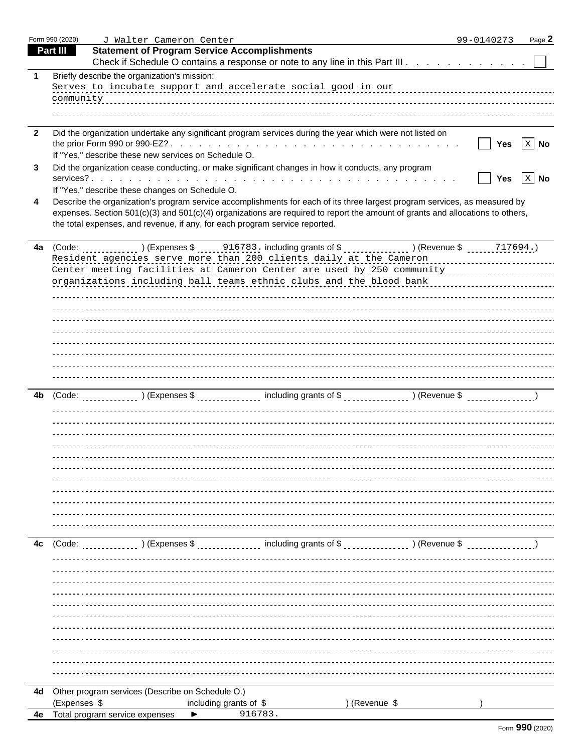Form 990 (2020) J Walter Cameron Center 99-0140273 Page **2**

## Part III Statement of Program Service Accomplishments

Check if Schedule O contains a response or note to any line in this Part III . . . . . . . . . . . . ☐

**1** Briefly describe the organization's mission:

Serves to incubate support and accelerate social good in our community

**2** Did the organization undertake any significant program services during the year which were not listed on the prior Form 990 or 990-EZ? . . . . . . . . . . . . ☐ **Yes** ☒ **No**

If "Yes," describe these new services on Schedule O.

**3** Did the organization cease conducting, or make significant changes in how it conducts, any program services? . . . . . . . . . . . . ☐ **Yes** ☒ **No**

If "Yes," describe these changes on Schedule O.

**4** Describe the organization's program service accomplishments for each of its three largest program services, as measured by expenses. Section 501(c)(3) and 501(c)(4) organizations are required to report the amount of grants and allocations to others, the total expenses, and revenue, if any, for each program service reported.

**4a** (Code: ) (Expenses $ 916783. including grants of $ ) (Revenue $ 717694.)

Resident agencies serve more than 200 clients daily at the Cameron Center meeting facilities at Cameron Center are used by 250 community organizations including ball teams ethnic clubs and the blood bank

**4b** (Code: ) (Expenses $ including grants of $ ) (Revenue $ )

**4c** (Code: ) (Expenses $ including grants of $ ) (Revenue $ )

**4d** Other program services (Describe on Schedule O.)

(Expenses $ including grants of $ ) (Revenue $ )

**4e** Total program service expenses ► 916783.

Form **990** (2020)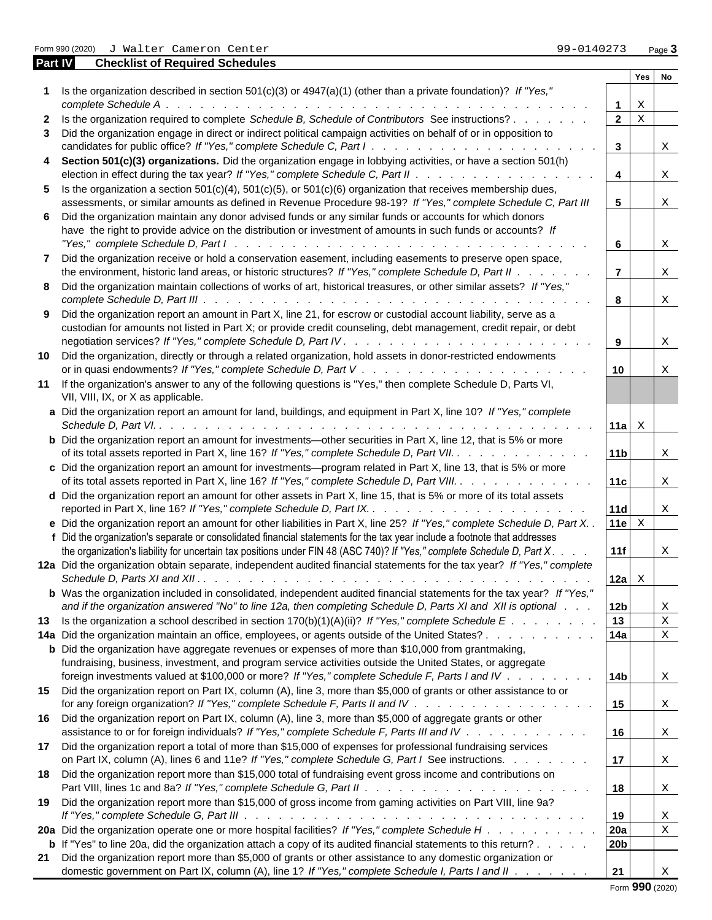Form 990 (2020) J Walter Cameron Center 99-0140273

## Part IV Checklist of Required Schedules

| | | | Yes | No |
|---|---|---|---|---|
| 1 | Is the organization described in section 501(c)(3) or 4947(a)(1) (other than a private foundation)? *If "Yes," complete Schedule A* | 1 | X | |
| 2 | Is the organization required to complete *Schedule B, Schedule of Contributors* See instructions? | 2 | X | |
| 3 | Did the organization engage in direct or indirect political campaign activities on behalf of or in opposition to candidates for public office? *If "Yes," complete Schedule C, Part I* | 3 | | X |
| 4 | **Section 501(c)(3) organizations.** Did the organization engage in lobbying activities, or have a section 501(h) election in effect during the tax year? *If "Yes," complete Schedule C, Part II* | 4 | | X |
| 5 | Is the organization a section 501(c)(4), 501(c)(5), or 501(c)(6) organization that receives membership dues, assessments, or similar amounts as defined in Revenue Procedure 98-19? *If "Yes," complete Schedule C, Part III* | 5 | | X |
| 6 | Did the organization maintain any donor advised funds or any similar funds or accounts for which donors have the right to provide advice on the distribution or investment of amounts in such funds or accounts? *If "Yes," complete Schedule D, Part I* | 6 | | X |
| 7 | Did the organization receive or hold a conservation easement, including easements to preserve open space, the environment, historic land areas, or historic structures? *If "Yes," complete Schedule D, Part II* | 7 | | X |
| 8 | Did the organization maintain collections of works of art, historical treasures, or other similar assets? *If "Yes," complete Schedule D, Part III* | 8 | | X |
| 9 | Did the organization report an amount in Part X, line 21, for escrow or custodial account liability, serve as a custodian for amounts not listed in Part X; or provide credit counseling, debt management, credit repair, or debt negotiation services? *If "Yes," complete Schedule D, Part IV* | 9 | | X |
| 10 | Did the organization, directly or through a related organization, hold assets in donor-restricted endowments or in quasi endowments? *If "Yes," complete Schedule D, Part V* | 10 | | X |
| 11 | If the organization's answer to any of the following questions is "Yes," then complete Schedule D, Parts VI, VII, VIII, IX, or X as applicable. | | | |
| a | Did the organization report an amount for land, buildings, and equipment in Part X, line 10? *If "Yes," complete Schedule D, Part VI.* | 11a | X | |
| b | Did the organization report an amount for investments—other securities in Part X, line 12, that is 5% or more of its total assets reported in Part X, line 16? *If "Yes," complete Schedule D, Part VII.* | 11b | | X |
| c | Did the organization report an amount for investments—program related in Part X, line 13, that is 5% or more of its total assets reported in Part X, line 16? *If "Yes," complete Schedule D, Part VIII.* | 11c | | X |
| d | Did the organization report an amount for other assets in Part X, line 15, that is 5% or more of its total assets reported in Part X, line 16? *If "Yes," complete Schedule D, Part IX.* | 11d | | X |
| e | Did the organization report an amount for other liabilities in Part X, line 25? *If "Yes," complete Schedule D, Part X.* | 11e | X | |
| f | Did the organization's separate or consolidated financial statements for the tax year include a footnote that addresses the organization's liability for uncertain tax positions under FIN 48 (ASC 740)? *If "Yes," complete Schedule D, Part X* | 11f | | X |
| 12a | Did the organization obtain separate, independent audited financial statements for the tax year? *If "Yes," complete Schedule D, Parts XI and XII* | 12a | X | |
| b | Was the organization included in consolidated, independent audited financial statements for the tax year? *If "Yes," and if the organization answered "No" to line 12a, then completing Schedule D, Parts XI and XII is optional* | 12b | | X |
| 13 | Is the organization a school described in section 170(b)(1)(A)(ii)? *If "Yes," complete Schedule E* | 13 | | X |
| 14a | Did the organization maintain an office, employees, or agents outside of the United States? | 14a | | X |
| b | Did the organization have aggregate revenues or expenses of more than $10,000 from grantmaking, fundraising, business, investment, and program service activities outside the United States, or aggregate foreign investments valued at $100,000 or more? *If "Yes," complete Schedule F, Parts I and IV* | 14b | | X |
| 15 | Did the organization report on Part IX, column (A), line 3, more than $5,000 of grants or other assistance to or for any foreign organization? *If "Yes," complete Schedule F, Parts II and IV* | 15 | | X |
| 16 | Did the organization report on Part IX, column (A), line 3, more than $5,000 of aggregate grants or other assistance to or for foreign individuals? *If "Yes," complete Schedule F, Parts III and IV* | 16 | | X |
| 17 | Did the organization report a total of more than $15,000 of expenses for professional fundraising services on Part IX, column (A), lines 6 and 11e? *If "Yes," complete Schedule G, Part I* See instructions. | 17 | | X |
| 18 | Did the organization report more than $15,000 total of fundraising event gross income and contributions on Part VIII, lines 1c and 8a? *If "Yes," complete Schedule G, Part II* | 18 | | X |
| 19 | Did the organization report more than $15,000 of gross income from gaming activities on Part VIII, line 9a? *If "Yes," complete Schedule G, Part III* | 19 | | X |
| 20a | Did the organization operate one or more hospital facilities? *If "Yes," complete Schedule H* | 20a | | X |
| b | If "Yes" to line 20a, did the organization attach a copy of its audited financial statements to this return? | 20b | | |
| 21 | Did the organization report more than $5,000 of grants or other assistance to any domestic organization or domestic government on Part IX, column (A), line 1? *If "Yes," complete Schedule I, Parts I and II* | 21 | | X |

Form **990** (2020)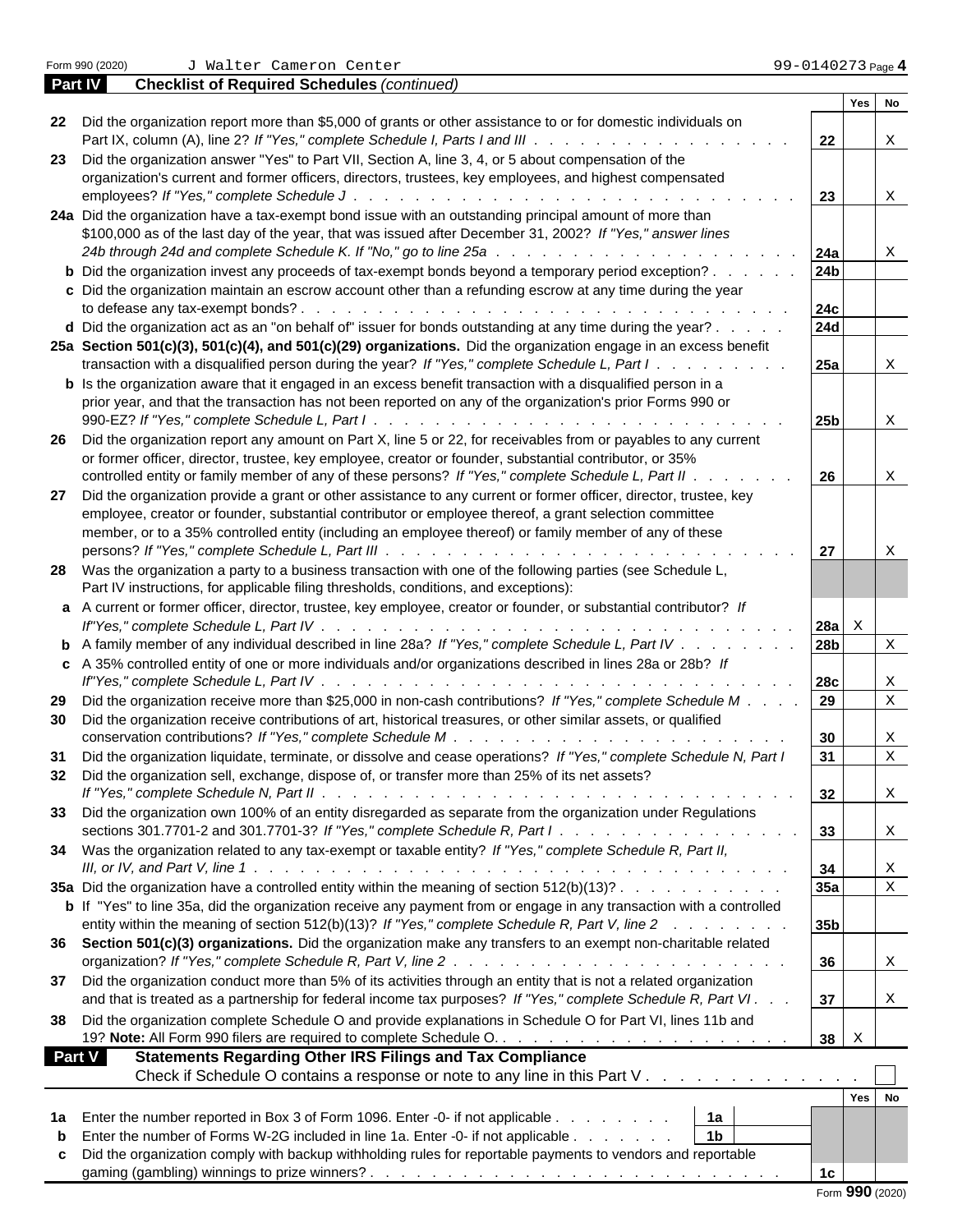Form 990 (2020) J Walter Cameron Center 99-0140273 Page **4**

**Part IV** **Checklist of Required Schedules** *(continued)*

| | | | Yes | No |
|---|---|---|---|---|
| **22** | Did the organization report more than $5,000 of grants or other assistance to or for domestic individuals on Part IX, column (A), line 2? *If "Yes," complete Schedule I, Parts I and III* | **22** | | X |
| **23** | Did the organization answer "Yes" to Part VII, Section A, line 3, 4, or 5 about compensation of the organization's current and former officers, directors, trustees, key employees, and highest compensated employees? *If "Yes," complete Schedule J* | **23** | | X |
| **24a** | Did the organization have a tax-exempt bond issue with an outstanding principal amount of more than $100,000 as of the last day of the year, that was issued after December 31, 2002? *If "Yes," answer lines 24b through 24d and complete Schedule K. If "No," go to line 25a* | **24a** | | X |
| **b** | Did the organization invest any proceeds of tax-exempt bonds beyond a temporary period exception? | **24b** | | |
| **c** | Did the organization maintain an escrow account other than a refunding escrow at any time during the year to defease any tax-exempt bonds? | **24c** | | |
| **d** | Did the organization act as an "on behalf of" issuer for bonds outstanding at any time during the year? | **24d** | | |
| **25a** | **Section 501(c)(3), 501(c)(4), and 501(c)(29) organizations.** Did the organization engage in an excess benefit transaction with a disqualified person during the year? *If "Yes," complete Schedule L, Part I* | **25a** | | X |
| **b** | Is the organization aware that it engaged in an excess benefit transaction with a disqualified person in a prior year, and that the transaction has not been reported on any of the organization's prior Forms 990 or 990-EZ? *If "Yes," complete Schedule L, Part I* | **25b** | | X |
| **26** | Did the organization report any amount on Part X, line 5 or 22, for receivables from or payables to any current or former officer, director, trustee, key employee, creator or founder, substantial contributor, or 35% controlled entity or family member of any of these persons? *If "Yes," complete Schedule L, Part II* | **26** | | X |
| **27** | Did the organization provide a grant or other assistance to any current or former officer, director, trustee, key employee, creator or founder, substantial contributor or employee thereof, a grant selection committee member, or to a 35% controlled entity (including an employee thereof) or family member of any of these persons? *If "Yes," complete Schedule L, Part III* | **27** | | X |
| **28** | Was the organization a party to a business transaction with one of the following parties (see Schedule L, Part IV instructions, for applicable filing thresholds, conditions, and exceptions): | | | |
| **a** | A current or former officer, director, trustee, key employee, creator or founder, or substantial contributor? *If "Yes," complete Schedule L, Part IV* | **28a** | X | |
| **b** | A family member of any individual described in line 28a? *If "Yes," complete Schedule L, Part IV* | **28b** | | X |
| **c** | A 35% controlled entity of one or more individuals and/or organizations described in lines 28a or 28b? *If "Yes," complete Schedule L, Part IV* | **28c** | | X |
| **29** | Did the organization receive more than $25,000 in non-cash contributions? *If "Yes," complete Schedule M* | **29** | | X |
| **30** | Did the organization receive contributions of art, historical treasures, or other similar assets, or qualified conservation contributions? *If "Yes," complete Schedule M* | **30** | | X |
| **31** | Did the organization liquidate, terminate, or dissolve and cease operations? *If "Yes," complete Schedule N, Part I* | **31** | | X |
| **32** | Did the organization sell, exchange, dispose of, or transfer more than 25% of its net assets? *If "Yes," complete Schedule N, Part II* | **32** | | X |
| **33** | Did the organization own 100% of an entity disregarded as separate from the organization under Regulations sections 301.7701-2 and 301.7701-3? *If "Yes," complete Schedule R, Part I* | **33** | | X |
| **34** | Was the organization related to any tax-exempt or taxable entity? *If "Yes," complete Schedule R, Part II, III, or IV, and Part V, line 1* | **34** | | X |
| **35a** | Did the organization have a controlled entity within the meaning of section 512(b)(13)? | **35a** | | X |
| **b** | If "Yes" to line 35a, did the organization receive any payment from or engage in any transaction with a controlled entity within the meaning of section 512(b)(13)? *If "Yes," complete Schedule R, Part V, line 2* | **35b** | | |
| **36** | **Section 501(c)(3) organizations.** Did the organization make any transfers to an exempt non-charitable related organization? *If "Yes," complete Schedule R, Part V, line 2* | **36** | | X |
| **37** | Did the organization conduct more than 5% of its activities through an entity that is not a related organization and that is treated as a partnership for federal income tax purposes? *If "Yes," complete Schedule R, Part VI* | **37** | | X |
| **38** | Did the organization complete Schedule O and provide explanations in Schedule O for Part VI, lines 11b and 19? **Note:** All Form 990 filers are required to complete Schedule O. | **38** | X | |

**Part V** **Statements Regarding Other IRS Filings and Tax Compliance**

Check if Schedule O contains a response or note to any line in this Part V . . . . ☐

| | | | | | Yes | No |
|---|---|---|---|---|---|---|
| **1a** | Enter the number reported in Box 3 of Form 1096. Enter -0- if not applicable | **1a** | | | | |
| **b** | Enter the number of Forms W-2G included in line 1a. Enter -0- if not applicable | **1b** | | | | |
| **c** | Did the organization comply with backup withholding rules for reportable payments to vendors and reportable gaming (gambling) winnings to prize winners? | | | **1c** | | |

Form **990** (2020)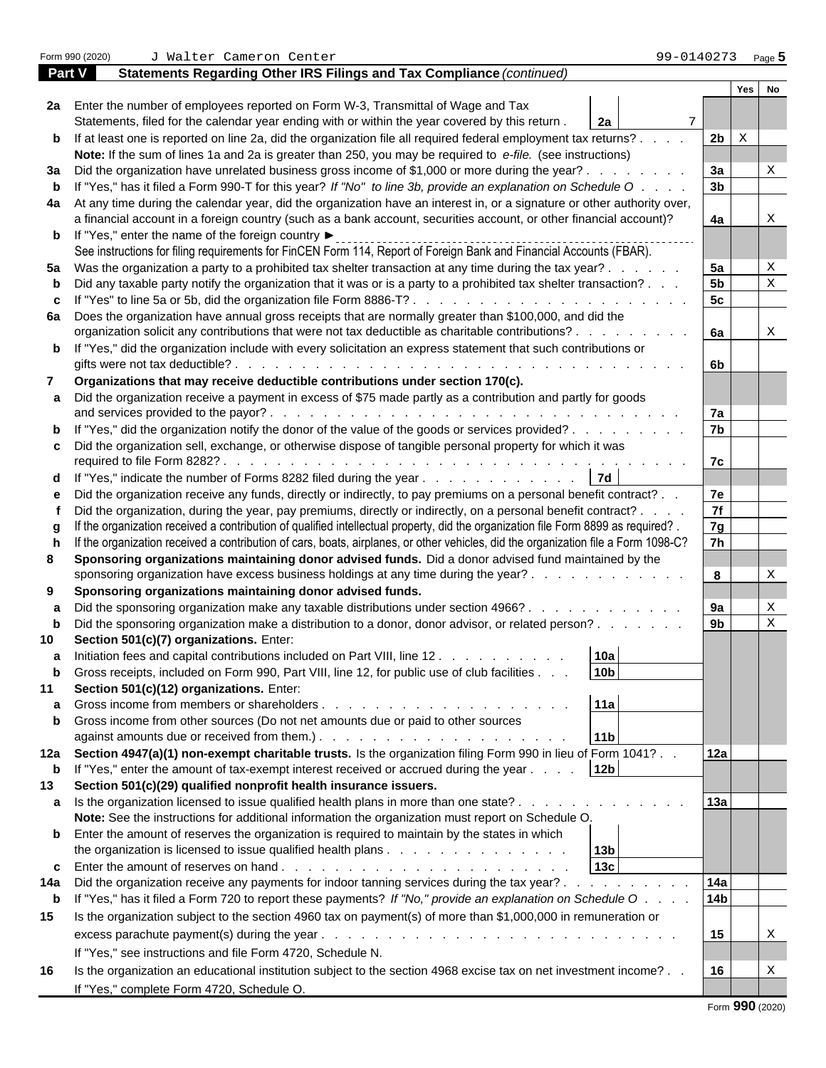Form 990 (2020) J Walter Cameron Center 99-0140273

## Part V Statements Regarding Other IRS Filings and Tax Compliance *(continued)*

| | | | Yes | No |
|---|---|---|---|---|
| **2a** | Enter the number of employees reported on Form W-3, Transmittal of Wage and Tax Statements, filed for the calendar year ending with or within the year covered by this return . . . **2a** 7 | | | |
| **b** | If at least one is reported on line 2a, did the organization file all required federal employment tax returns? | **2b** | X | |
| | **Note:** If the sum of lines 1a and 2a is greater than 250, you may be required to *e-file.* (see instructions) | | | |
| **3a** | Did the organization have unrelated business gross income of $1,000 or more during the year? | **3a** | | X |
| **b** | If "Yes," has it filed a Form 990-T for this year? *If "No" to line 3b, provide an explanation on Schedule O* | **3b** | | |
| **4a** | At any time during the calendar year, did the organization have an interest in, or a signature or other authority over, a financial account in a foreign country (such as a bank account, securities account, or other financial account)? | **4a** | | X |
| **b** | If "Yes," enter the name of the foreign country ► | | | |
| | See instructions for filing requirements for FinCEN Form 114, Report of Foreign Bank and Financial Accounts (FBAR). | | | |
| **5a** | Was the organization a party to a prohibited tax shelter transaction at any time during the tax year? | **5a** | | X |
| **b** | Did any taxable party notify the organization that it was or is a party to a prohibited tax shelter transaction? | **5b** | | X |
| **c** | If "Yes" to line 5a or 5b, did the organization file Form 8886-T? | **5c** | | |
| **6a** | Does the organization have annual gross receipts that are normally greater than $100,000, and did the organization solicit any contributions that were not tax deductible as charitable contributions? | **6a** | | X |
| **b** | If "Yes," did the organization include with every solicitation an express statement that such contributions or gifts were not tax deductible? | **6b** | | |
| **7** | **Organizations that may receive deductible contributions under section 170(c).** | | | |
| **a** | Did the organization receive a payment in excess of $75 made partly as a contribution and partly for goods and services provided to the payor? | **7a** | | |
| **b** | If "Yes," did the organization notify the donor of the value of the goods or services provided? | **7b** | | |
| **c** | Did the organization sell, exchange, or otherwise dispose of tangible personal property for which it was required to file Form 8282? | **7c** | | |
| **d** | If "Yes," indicate the number of Forms 8282 filed during the year . . . **7d** | | | |
| **e** | Did the organization receive any funds, directly or indirectly, to pay premiums on a personal benefit contract? | **7e** | | |
| **f** | Did the organization, during the year, pay premiums, directly or indirectly, on a personal benefit contract? | **7f** | | |
| **g** | If the organization received a contribution of qualified intellectual property, did the organization file Form 8899 as required? | **7g** | | |
| **h** | If the organization received a contribution of cars, boats, airplanes, or other vehicles, did the organization file a Form 1098-C? | **7h** | | |
| **8** | **Sponsoring organizations maintaining donor advised funds.** Did a donor advised fund maintained by the sponsoring organization have excess business holdings at any time during the year? | **8** | | X |
| **9** | **Sponsoring organizations maintaining donor advised funds.** | | | |
| **a** | Did the sponsoring organization make any taxable distributions under section 4966? | **9a** | | X |
| **b** | Did the sponsoring organization make a distribution to a donor, donor advisor, or related person? | **9b** | | X |
| **10** | **Section 501(c)(7) organizations.** Enter: | | | |
| **a** | Initiation fees and capital contributions included on Part VIII, line 12 . . . **10a** | | | |
| **b** | Gross receipts, included on Form 990, Part VIII, line 12, for public use of club facilities . . . **10b** | | | |
| **11** | **Section 501(c)(12) organizations.** Enter: | | | |
| **a** | Gross income from members or shareholders . . . **11a** | | | |
| **b** | Gross income from other sources (Do not net amounts due or paid to other sources against amounts due or received from them.) . . . **11b** | | | |
| **12a** | **Section 4947(a)(1) non-exempt charitable trusts.** Is the organization filing Form 990 in lieu of Form 1041? | **12a** | | |
| **b** | If "Yes," enter the amount of tax-exempt interest received or accrued during the year . . . **12b** | | | |
| **13** | **Section 501(c)(29) qualified nonprofit health insurance issuers.** | | | |
| **a** | Is the organization licensed to issue qualified health plans in more than one state? | **13a** | | |
| | **Note:** See the instructions for additional information the organization must report on Schedule O. | | | |
| **b** | Enter the amount of reserves the organization is required to maintain by the states in which the organization is licensed to issue qualified health plans . . . **13b** | | | |
| **c** | Enter the amount of reserves on hand . . . **13c** | | | |
| **14a** | Did the organization receive any payments for indoor tanning services during the tax year? | **14a** | | |
| **b** | If "Yes," has it filed a Form 720 to report these payments? *If "No," provide an explanation on Schedule O* | **14b** | | |
| **15** | Is the organization subject to the section 4960 tax on payment(s) of more than $1,000,000 in remuneration or excess parachute payment(s) during the year? | **15** | | X |
| | If "Yes," see instructions and file Form 4720, Schedule N. | | | |
| **16** | Is the organization an educational institution subject to the section 4968 excise tax on net investment income? | **16** | | X |
| | If "Yes," complete Form 4720, Schedule O. | | | |

Form **990** (2020)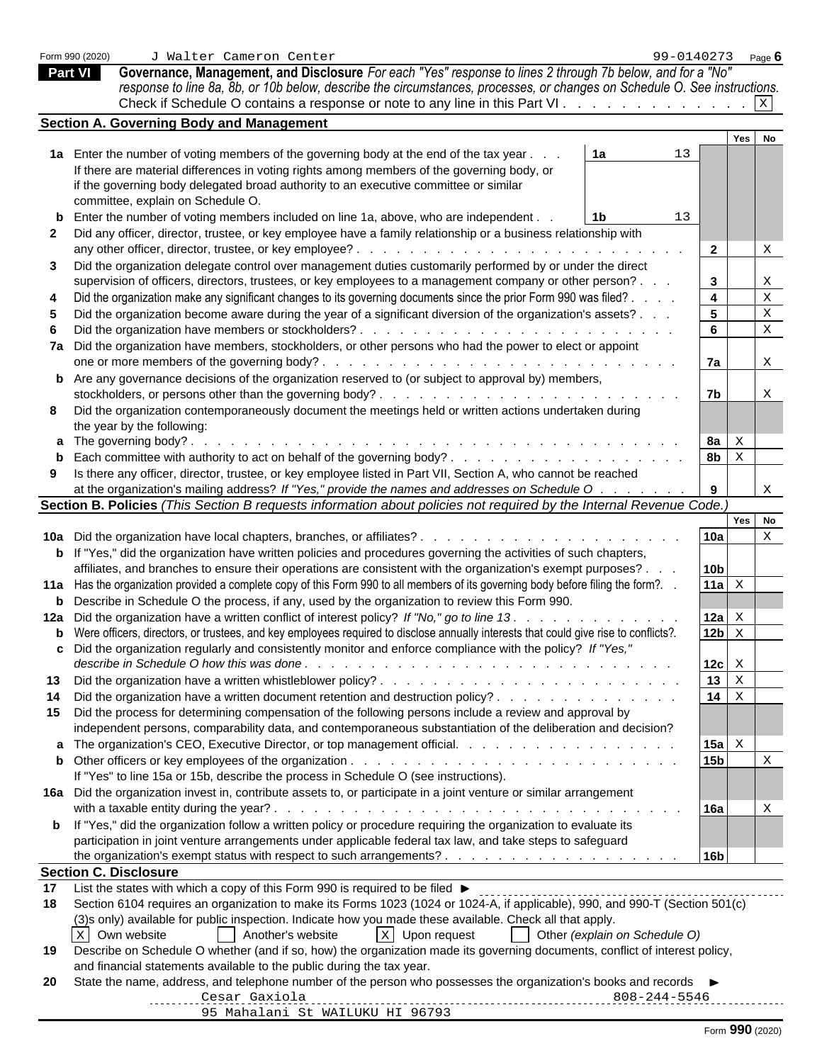Form 990 (2020) J Walter Cameron Center 99-0140273

## Part VI Governance, Management, and Disclosure

*For each "Yes" response to lines 2 through 7b below, and for a "No" response to line 8a, 8b, or 10b below, describe the circumstances, processes, or changes on Schedule O. See instructions.*

Check if Schedule O contains a response or note to any line in this Part VI . . . . . . . . . . . . . [X]

### Section A. Governing Body and Management

| | | | | Yes | No |
|---|---|---|---|---|---|
| **1a** | Enter the number of voting members of the governing body at the end of the tax year . . . If there are material differences in voting rights among members of the governing body, or if the governing body delegated broad authority to an executive committee or similar committee, explain on Schedule O. | 1a 13 | | | |
| **b** | Enter the number of voting members included on line 1a, above, who are independent . . | 1b 13 | | | |
| **2** | Did any officer, director, trustee, or key employee have a family relationship or a business relationship with any other officer, director, trustee, or key employee? | | 2 | | X |
| **3** | Did the organization delegate control over management duties customarily performed by or under the direct supervision of officers, directors, trustees, or key employees to a management company or other person? | | 3 | | X |
| **4** | Did the organization make any significant changes to its governing documents since the prior Form 990 was filed? | | 4 | | X |
| **5** | Did the organization become aware during the year of a significant diversion of the organization's assets? | | 5 | | X |
| **6** | Did the organization have members or stockholders? | | 6 | | X |
| **7a** | Did the organization have members, stockholders, or other persons who had the power to elect or appoint one or more members of the governing body? | | 7a | | X |
| **b** | Are any governance decisions of the organization reserved to (or subject to approval by) members, stockholders, or persons other than the governing body? | | 7b | | X |
| **8** | Did the organization contemporaneously document the meetings held or written actions undertaken during the year by the following: | | | | |
| **a** | The governing body? | | 8a | X | |
| **b** | Each committee with authority to act on behalf of the governing body? | | 8b | X | |
| **9** | Is there any officer, director, trustee, or key employee listed in Part VII, Section A, who cannot be reached at the organization's mailing address? *If "Yes," provide the names and addresses on Schedule O* | | 9 | | X |

### Section B. Policies *(This Section B requests information about policies not required by the Internal Revenue Code.)*

| | | | Yes | No |
|---|---|---|---|---|
| **10a** | Did the organization have local chapters, branches, or affiliates? | 10a | | X |
| **b** | If "Yes," did the organization have written policies and procedures governing the activities of such chapters, affiliates, and branches to ensure their operations are consistent with the organization's exempt purposes? | 10b | | |
| **11a** | Has the organization provided a complete copy of this Form 990 to all members of its governing body before filing the form? | 11a | X | |
| **b** | Describe in Schedule O the process, if any, used by the organization to review this Form 990. | | | |
| **12a** | Did the organization have a written conflict of interest policy? *If "No," go to line 13* | 12a | X | |
| **b** | Were officers, directors, or trustees, and key employees required to disclose annually interests that could give rise to conflicts? | 12b | X | |
| **c** | Did the organization regularly and consistently monitor and enforce compliance with the policy? *If "Yes," describe in Schedule O how this was done* | 12c | X | |
| **13** | Did the organization have a written whistleblower policy? | 13 | X | |
| **14** | Did the organization have a written document retention and destruction policy? | 14 | X | |
| **15** | Did the process for determining compensation of the following persons include a review and approval by independent persons, comparability data, and contemporaneous substantiation of the deliberation and decision? | | | |
| **a** | The organization's CEO, Executive Director, or top management official. | 15a | X | |
| **b** | Other officers or key employees of the organization | 15b | | X |
| | If "Yes" to line 15a or 15b, describe the process in Schedule O (see instructions). | | | |
| **16a** | Did the organization invest in, contribute assets to, or participate in a joint venture or similar arrangement with a taxable entity during the year? | 16a | | X |
| **b** | If "Yes," did the organization follow a written policy or procedure requiring the organization to evaluate its participation in joint venture arrangements under applicable federal tax law, and take steps to safeguard the organization's exempt status with respect to such arrangements? | 16b | | |

### Section C. Disclosure

**17** List the states with which a copy of this Form 990 is required to be filed ►

**18** Section 6104 requires an organization to make its Forms 1023 (1024 or 1024-A, if applicable), 990, and 990-T (Section 501(c)(3)s only) available for public inspection. Indicate how you made these available. Check all that apply.

[X] Own website [ ] Another's website [X] Upon request [ ] Other *(explain on Schedule O)*

**19** Describe on Schedule O whether (and if so, how) the organization made its governing documents, conflict of interest policy, and financial statements available to the public during the tax year.

**20** State the name, address, and telephone number of the person who possesses the organization's books and records ►

Cesar Gaxiola 808-244-5546
95 Mahalani St WAILUKU HI 96793

Form **990** (2020)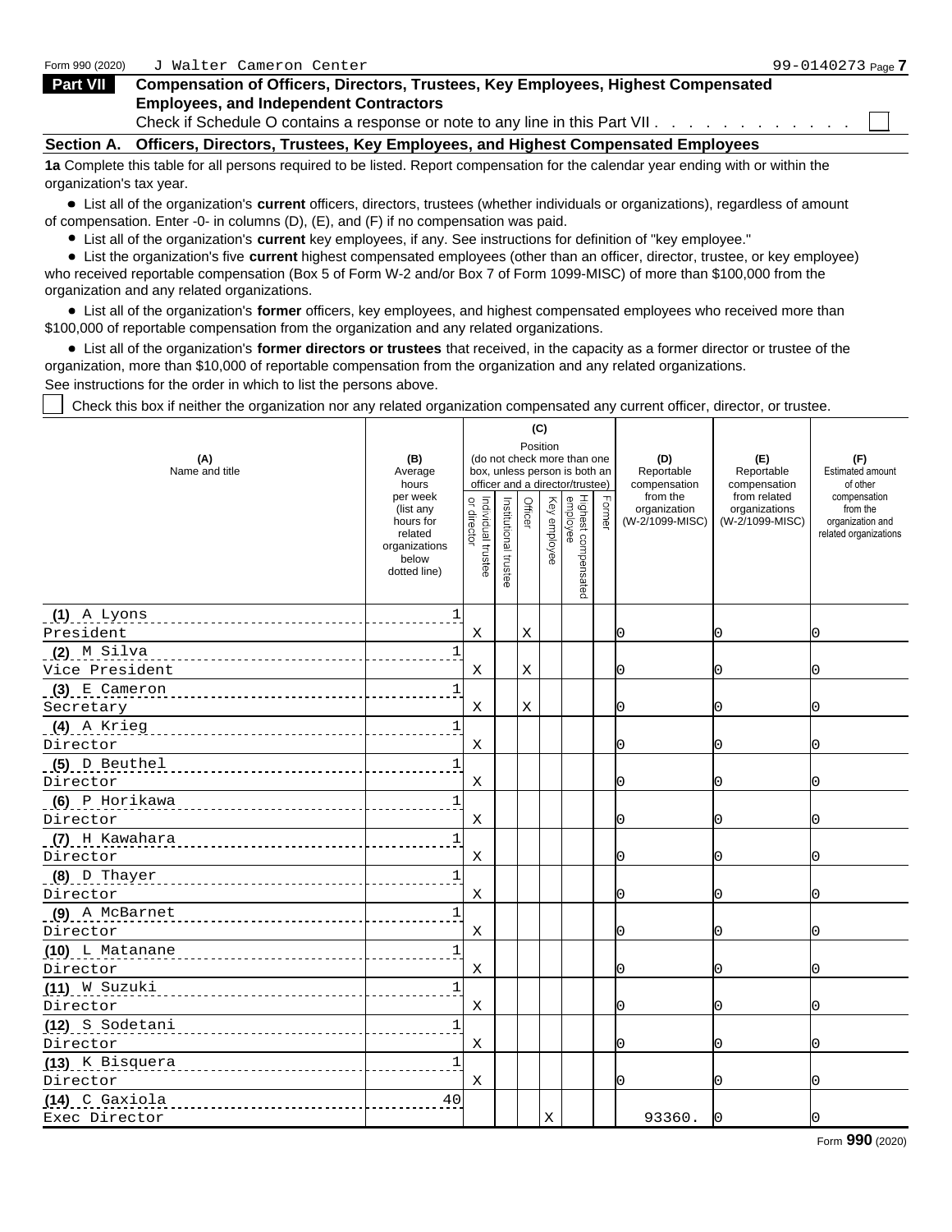Form 990 (2020) J Walter Cameron Center 99-0140273 Page **7**

## Part VII Compensation of Officers, Directors, Trustees, Key Employees, Highest Compensated Employees, and Independent Contractors

Check if Schedule O contains a response or note to any line in this Part VII . . . . . . . . . . . . ☐

### Section A. Officers, Directors, Trustees, Key Employees, and Highest Compensated Employees

**1a** Complete this table for all persons required to be listed. Report compensation for the calendar year ending with or within the organization's tax year.

- List all of the organization's **current** officers, directors, trustees (whether individuals or organizations), regardless of amount of compensation. Enter -0- in columns (D), (E), and (F) if no compensation was paid.
- List all of the organization's **current** key employees, if any. See instructions for definition of "key employee."
- List the organization's five **current** highest compensated employees (other than an officer, director, trustee, or key employee) who received reportable compensation (Box 5 of Form W-2 and/or Box 7 of Form 1099-MISC) of more than $100,000 from the organization and any related organizations.
- List all of the organization's **former** officers, key employees, and highest compensated employees who received more than $100,000 of reportable compensation from the organization and any related organizations.
- List all of the organization's **former directors or trustees** that received, in the capacity as a former director or trustee of the organization, more than $10,000 of reportable compensation from the organization and any related organizations.

See instructions for the order in which to list the persons above.

☐ Check this box if neither the organization nor any related organization compensated any current officer, director, or trustee.

| (A) Name and title | (B) Average hours per week (list any hours for related organizations below dotted line) | (C) Position: Individual trustee or director | Institutional trustee | Officer | Key employee | Highest compensated employee | Former | (D) Reportable compensation from the organization (W-2/1099-MISC) | (E) Reportable compensation from related organizations (W-2/1099-MISC) | (F) Estimated amount of other compensation from the organization and related organizations |
|---|---|---|---|---|---|---|---|---|---|---|
| (1) A Lyons<br>President | 1 | X | | X | | | | 0 | 0 | 0 |
| (2) M Silva<br>Vice President | 1 | X | | X | | | | 0 | 0 | 0 |
| (3) E Cameron<br>Secretary | 1 | X | | X | | | | 0 | 0 | 0 |
| (4) A Krieg<br>Director | 1 | X | | | | | | 0 | 0 | 0 |
| (5) D Beuthel<br>Director | 1 | X | | | | | | 0 | 0 | 0 |
| (6) P Horikawa<br>Director | 1 | X | | | | | | 0 | 0 | 0 |
| (7) H Kawahara<br>Director | 1 | X | | | | | | 0 | 0 | 0 |
| (8) D Thayer<br>Director | 1 | X | | | | | | 0 | 0 | 0 |
| (9) A McBarnet<br>Director | 1 | X | | | | | | 0 | 0 | 0 |
| (10) L Matanane<br>Director | 1 | X | | | | | | 0 | 0 | 0 |
| (11) W Suzuki<br>Director | 1 | X | | | | | | 0 | 0 | 0 |
| (12) S Sodetani<br>Director | 1 | X | | | | | | 0 | 0 | 0 |
| (13) K Bisquera<br>Director | 1 | X | | | | | | 0 | 0 | 0 |
| (14) C Gaxiola<br>Exec Director | 40 | | | | X | | | 93360. | 0 | 0 |

Form **990** (2020)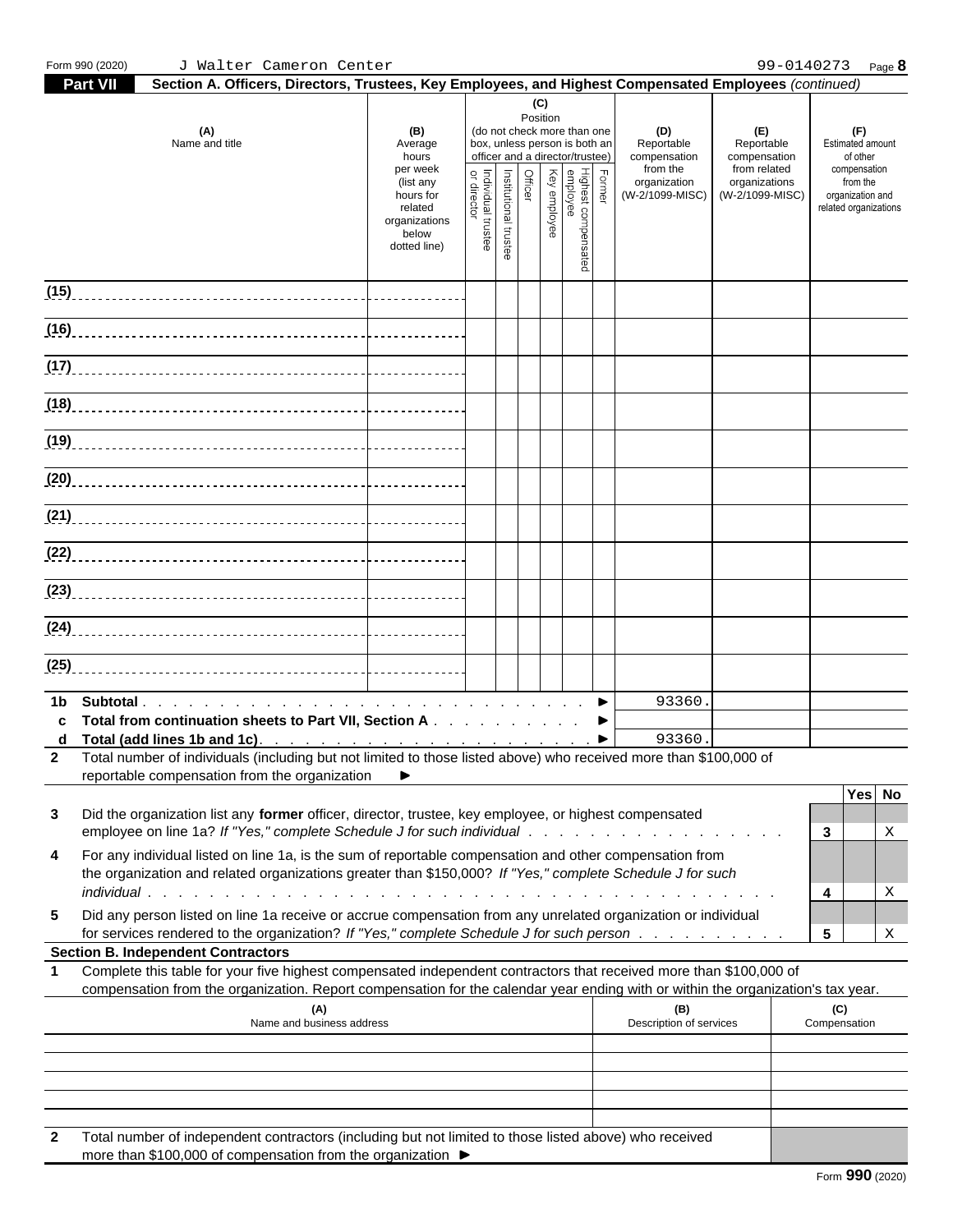Form 990 (2020) J Walter Cameron Center 99-0140273 Page **8**

## Part VII Section A. Officers, Directors, Trustees, Key Employees, and Highest Compensated Employees *(continued)*

| (A) Name and title | (B) Average hours per week (list any hours for related organizations below dotted line) | (C) Position (do not check more than one box, unless person is both an officer and a director/trustee): Individual trustee or director | Institutional trustee | Officer | Key employee | Highest compensated employee | Former | (D) Reportable compensation from the organization (W-2/1099-MISC) | (E) Reportable compensation from related organizations (W-2/1099-MISC) | (F) Estimated amount of other compensation from the organization and related organizations |
|---|---|---|---|---|---|---|---|---|---|---|
| (15) | | | | | | | | | | |
| (16) | | | | | | | | | | |
| (17) | | | | | | | | | | |
| (18) | | | | | | | | | | |
| (19) | | | | | | | | | | |
| (20) | | | | | | | | | | |
| (21) | | | | | | | | | | |
| (22) | | | | | | | | | | |
| (23) | | | | | | | | | | |
| (24) | | | | | | | | | | |
| (25) | | | | | | | | | | |

| | | D | E | F |
|---|---|---|---|---|
| 1b | Subtotal ► | 93360. | | |
| c | Total from continuation sheets to Part VII, Section A ► | | | |
| d | Total (add lines 1b and 1c) ► | 93360. | | |

**2** Total number of individuals (including but not limited to those listed above) who received more than $100,000 of reportable compensation from the organization ►

| | | | Yes | No |
|---|---|---|---|---|
| 3 | Did the organization list any **former** officer, director, trustee, key employee, or highest compensated employee on line 1a? *If "Yes," complete Schedule J for such individual* | 3 | | X |
| 4 | For any individual listed on line 1a, is the sum of reportable compensation and other compensation from the organization and related organizations greater than $150,000? *If "Yes," complete Schedule J for such individual* | 4 | | X |
| 5 | Did any person listed on line 1a receive or accrue compensation from any unrelated organization or individual for services rendered to the organization? *If "Yes," complete Schedule J for such person* | 5 | | X |

### Section B. Independent Contractors

**1** Complete this table for your five highest compensated independent contractors that received more than $100,000 of compensation from the organization. Report compensation for the calendar year ending with or within the organization's tax year.

| (A) Name and business address | (B) Description of services | (C) Compensation |
|---|---|---|
| | | |
| | | |
| | | |
| | | |
| | | |

**2** Total number of independent contractors (including but not limited to those listed above) who received more than $100,000 of compensation from the organization ►

Form **990** (2020)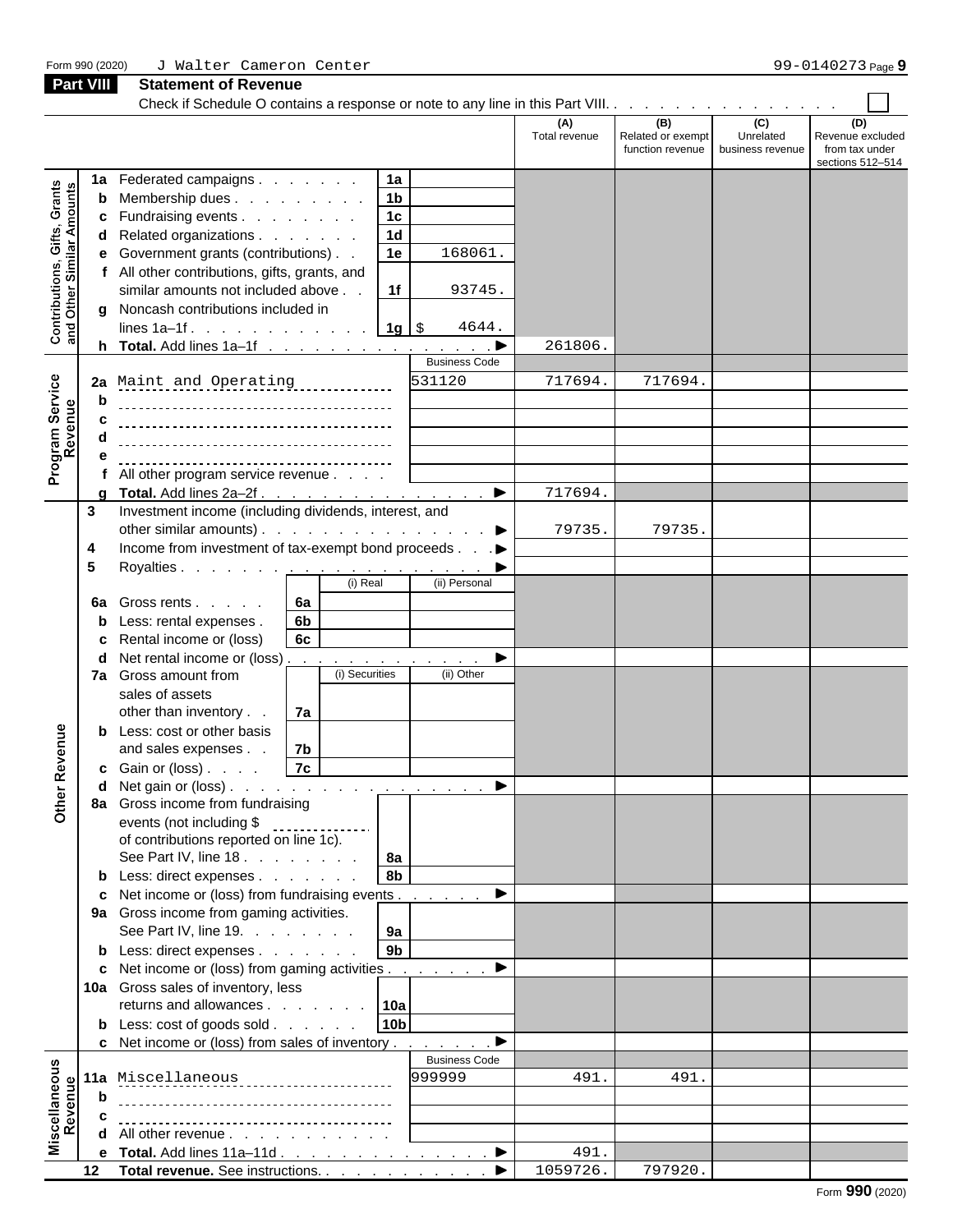Form 990 (2020) J Walter Cameron Center 99-0140273

## Part VIII Statement of Revenue

Check if Schedule O contains a response or note to any line in this Part VIII. . . . . . . . . . . . . . . . ☐

| | | | | (A) Total revenue | (B) Related or exempt function revenue | (C) Unrelated business revenue | (D) Revenue excluded from tax under sections 512–514 |
|---|---|---|---|---|---|---|---|
| **Contributions, Gifts, Grants and Other Similar Amounts** | **1a** Federated campaigns | 1a | | | | | |
| | **b** Membership dues | 1b | | | | | |
| | **c** Fundraising events | 1c | | | | | |
| | **d** Related organizations | 1d | | | | | |
| | **e** Government grants (contributions) | 1e | 168061. | | | | |
| | **f** All other contributions, gifts, grants, and similar amounts not included above | 1f | 93745. | | | | |
| | **g** Noncash contributions included in lines 1a–1f | 1g | $ 4644. | | | | |
| | **h Total.** Add lines 1a–1f | | | 261806. | | | |
| **Program Service Revenue** | | | Business Code | | | | |
| | **2a** Maint and Operating | | 531120 | 717694. | 717694. | | |
| | **b** | | | | | | |
| | **c** | | | | | | |
| | **d** | | | | | | |
| | **e** | | | | | | |
| | **f** All other program service revenue | | | | | | |
| | **g Total.** Add lines 2a–2f | | | 717694. | | | |
| **Other Revenue** | **3** Investment income (including dividends, interest, and other similar amounts) | | | 79735. | 79735. | | |
| | **4** Income from investment of tax-exempt bond proceeds | | | | | | |
| | **5** Royalties | | | | | | |
| | | (i) Real | (ii) Personal | | | | |
| | **6a** Gross rents (6a) | | | | | | |
| | **b** Less: rental expenses (6b) | | | | | | |
| | **c** Rental income or (loss) (6c) | | | | | | |
| | **d** Net rental income or (loss) | | | | | | |
| | | (i) Securities | (ii) Other | | | | |
| | **7a** Gross amount from sales of assets other than inventory (7a) | | | | | | |
| | **b** Less: cost or other basis and sales expenses (7b) | | | | | | |
| | **c** Gain or (loss) (7c) | | | | | | |
| | **d** Net gain or (loss) | | | | | | |
| | **8a** Gross income from fundraising events (not including $ of contributions reported on line 1c). See Part IV, line 18 | 8a | | | | | |
| | **b** Less: direct expenses | 8b | | | | | |
| | **c** Net income or (loss) from fundraising events | | | | | | |
| | **9a** Gross income from gaming activities. See Part IV, line 19. | 9a | | | | | |
| | **b** Less: direct expenses | 9b | | | | | |
| | **c** Net income or (loss) from gaming activities | | | | | | |
| | **10a** Gross sales of inventory, less returns and allowances | 10a | | | | | |
| | **b** Less: cost of goods sold | 10b | | | | | |
| | **c** Net income or (loss) from sales of inventory | | | | | | |
| **Miscellaneous Revenue** | | | Business Code | | | | |
| | **11a** Miscellaneous | | 999999 | 491. | 491. | | |
| | **b** | | | | | | |
| | **c** | | | | | | |
| | **d** All other revenue | | | | | | |
| | **e Total.** Add lines 11a–11d | | | 491. | | | |
| | **12 Total revenue.** See instructions. | | | 1059726. | 797920. | | |

Form **990** (2020)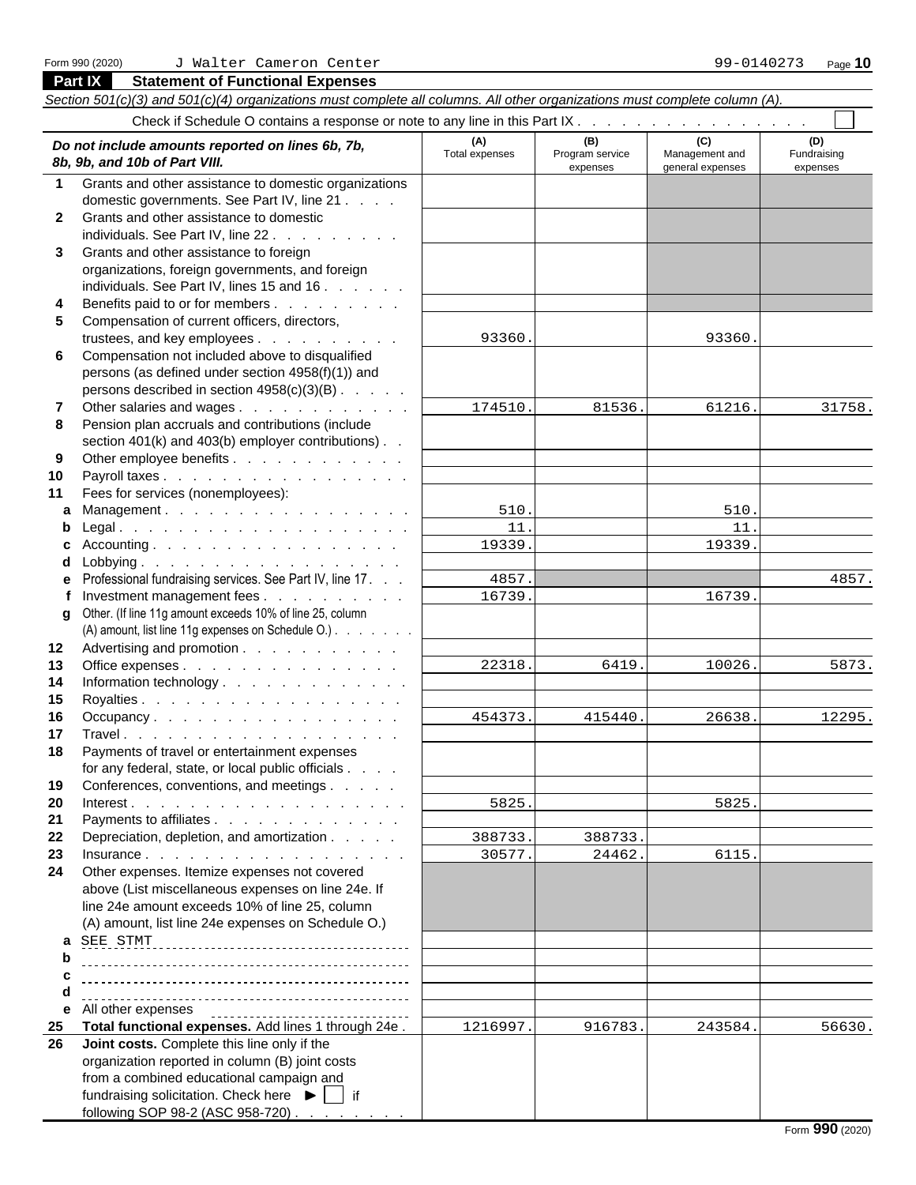Form 990 (2020) J Walter Cameron Center 99-0140273 Page 10

## Part IX Statement of Functional Expenses

*Section 501(c)(3) and 501(c)(4) organizations must complete all columns. All other organizations must complete column (A).*

Check if Schedule O contains a response or note to any line in this Part IX . . . . . . . . . . . . . . . . . ☐

| *Do not include amounts reported on lines 6b, 7b, 8b, 9b, and 10b of Part VIII.* | (A) Total expenses | (B) Program service expenses | (C) Management and general expenses | (D) Fundraising expenses |
|---|---|---|---|---|
| 1 Grants and other assistance to domestic organizations domestic governments. See Part IV, line 21 | | | | |
| 2 Grants and other assistance to domestic individuals. See Part IV, line 22 | | | | |
| 3 Grants and other assistance to foreign organizations, foreign governments, and foreign individuals. See Part IV, lines 15 and 16 | | | | |
| 4 Benefits paid to or for members | | | | |
| 5 Compensation of current officers, directors, trustees, and key employees | 93360. | | 93360. | |
| 6 Compensation not included above to disqualified persons (as defined under section 4958(f)(1)) and persons described in section 4958(c)(3)(B) | | | | |
| 7 Other salaries and wages | 174510. | 81536. | 61216. | 31758. |
| 8 Pension plan accruals and contributions (include section 401(k) and 403(b) employer contributions) | | | | |
| 9 Other employee benefits | | | | |
| 10 Payroll taxes | | | | |
| 11 Fees for services (nonemployees): | | | | |
| a Management | 510. | | 510. | |
| b Legal | 11. | | 11. | |
| c Accounting | 19339. | | 19339. | |
| d Lobbying | | | | |
| e Professional fundraising services. See Part IV, line 17 | 4857. | | | 4857. |
| f Investment management fees | 16739. | | 16739. | |
| g Other. (If line 11g amount exceeds 10% of line 25, column (A) amount, list line 11g expenses on Schedule O.) | | | | |
| 12 Advertising and promotion | | | | |
| 13 Office expenses | 22318. | 6419. | 10026. | 5873. |
| 14 Information technology | | | | |
| 15 Royalties | | | | |
| 16 Occupancy | 454373. | 415440. | 26638. | 12295. |
| 17 Travel | | | | |
| 18 Payments of travel or entertainment expenses for any federal, state, or local public officials | | | | |
| 19 Conferences, conventions, and meetings | | | | |
| 20 Interest | 5825. | | 5825. | |
| 21 Payments to affiliates | | | | |
| 22 Depreciation, depletion, and amortization | 388733. | 388733. | | |
| 23 Insurance | 30577. | 24462. | 6115. | |
| 24 Other expenses. Itemize expenses not covered above (List miscellaneous expenses on line 24e. If line 24e amount exceeds 10% of line 25, column (A) amount, list line 24e expenses on Schedule O.) | | | | |
| a SEE STMT | | | | |
| b | | | | |
| c | | | | |
| d | | | | |
| e All other expenses | | | | |
| 25 **Total functional expenses.** Add lines 1 through 24e | 1216997. | 916783. | 243584. | 56630. |
| 26 **Joint costs.** Complete this line only if the organization reported in column (B) joint costs from a combined educational campaign and fundraising solicitation. Check here ▶ ☐ if following SOP 98-2 (ASC 958-720) | | | | |

Form **990** (2020)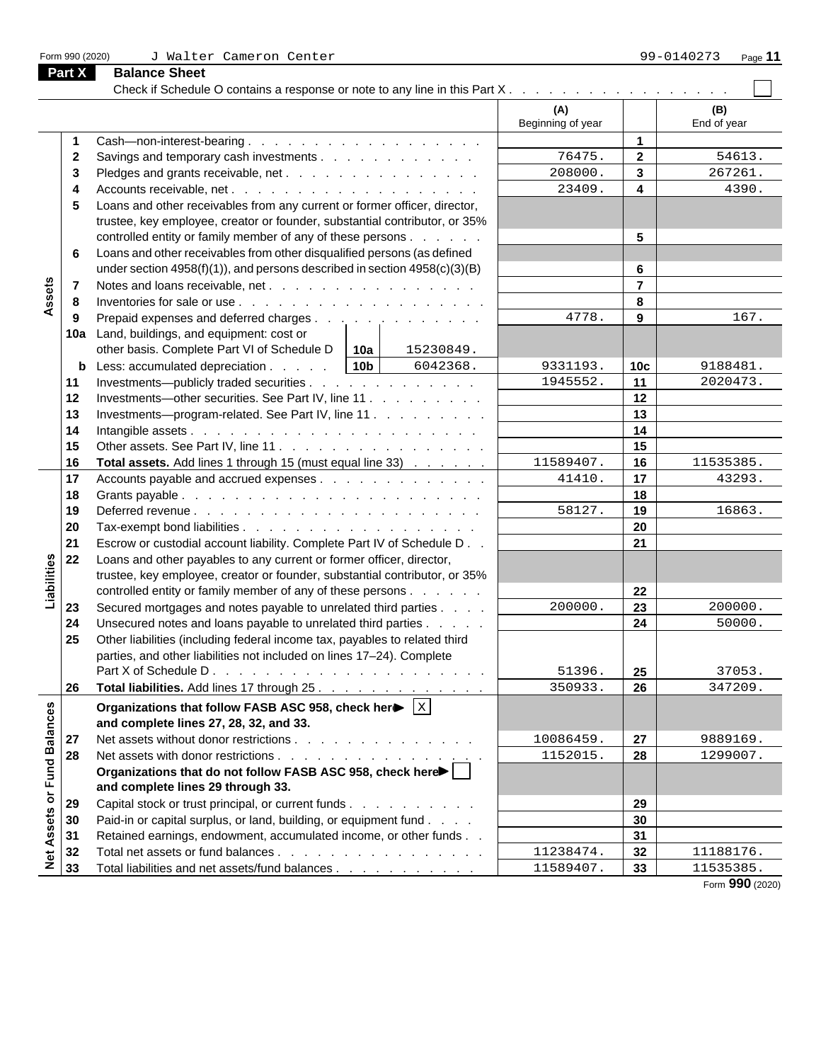Form 990 (2020) J Walter Cameron Center 99-0140273 Page 11

## Part X Balance Sheet

Check if Schedule O contains a response or note to any line in this Part X . . . . . . . . . . . . . . . . . . ☐

| Section | Line | Description | | (A) Beginning of year | | (B) End of year |
|---|---|---|---|---|---|---|
| Assets | 1 | Cash—non-interest-bearing | | | 1 | |
| | 2 | Savings and temporary cash investments | | 76475. | 2 | 54613. |
| | 3 | Pledges and grants receivable, net | | 208000. | 3 | 267261. |
| | 4 | Accounts receivable, net | | 23409. | 4 | 4390. |
| | 5 | Loans and other receivables from any current or former officer, director, trustee, key employee, creator or founder, substantial contributor, or 35% controlled entity or family member of any of these persons | | | 5 | |
| | 6 | Loans and other receivables from other disqualified persons (as defined under section 4958(f)(1)), and persons described in section 4958(c)(3)(B) | | | 6 | |
| | 7 | Notes and loans receivable, net | | | 7 | |
| | 8 | Inventories for sale or use | | | 8 | |
| | 9 | Prepaid expenses and deferred charges | | 4778. | 9 | 167. |
| | 10a | Land, buildings, and equipment: cost or other basis. Complete Part VI of Schedule D | 10a 15230849. | | | |
| | b | Less: accumulated depreciation | 10b 6042368. | 9331193. | 10c | 9188481. |
| | 11 | Investments—publicly traded securities | | 1945552. | 11 | 2020473. |
| | 12 | Investments—other securities. See Part IV, line 11 | | | 12 | |
| | 13 | Investments—program-related. See Part IV, line 11 | | | 13 | |
| | 14 | Intangible assets | | | 14 | |
| | 15 | Other assets. See Part IV, line 11 | | | 15 | |
| | 16 | **Total assets.** Add lines 1 through 15 (must equal line 33) | | 11589407. | 16 | 11535385. |
| Liabilities | 17 | Accounts payable and accrued expenses | | 41410. | 17 | 43293. |
| | 18 | Grants payable | | | 18 | |
| | 19 | Deferred revenue | | 58127. | 19 | 16863. |
| | 20 | Tax-exempt bond liabilities | | | 20 | |
| | 21 | Escrow or custodial account liability. Complete Part IV of Schedule D | | | 21 | |
| | 22 | Loans and other payables to any current or former officer, director, trustee, key employee, creator or founder, substantial contributor, or 35% controlled entity or family member of any of these persons | | | 22 | |
| | 23 | Secured mortgages and notes payable to unrelated third parties | | 200000. | 23 | 200000. |
| | 24 | Unsecured notes and loans payable to unrelated third parties | | | 24 | 50000. |
| | 25 | Other liabilities (including federal income tax, payables to related third parties, and other liabilities not included on lines 17–24). Complete Part X of Schedule D | | 51396. | 25 | 37053. |
| | 26 | **Total liabilities.** Add lines 17 through 25 | | 350933. | 26 | 347209. |
| Net Assets or Fund Balances | | **Organizations that follow FASB ASC 958, check here ▶ ☒ and complete lines 27, 28, 32, and 33.** | | | | |
| | 27 | Net assets without donor restrictions | | 10086459. | 27 | 9889169. |
| | 28 | Net assets with donor restrictions | | 1152015. | 28 | 1299007. |
| | | **Organizations that do not follow FASB ASC 958, check here ▶ ☐ and complete lines 29 through 33.** | | | | |
| | 29 | Capital stock or trust principal, or current funds | | | 29 | |
| | 30 | Paid-in or capital surplus, or land, building, or equipment fund | | | 30 | |
| | 31 | Retained earnings, endowment, accumulated income, or other funds | | | 31 | |
| | 32 | Total net assets or fund balances | | 11238474. | 32 | 11188176. |
| | 33 | Total liabilities and net assets/fund balances | | 11589407. | 33 | 11535385. |

Form **990** (2020)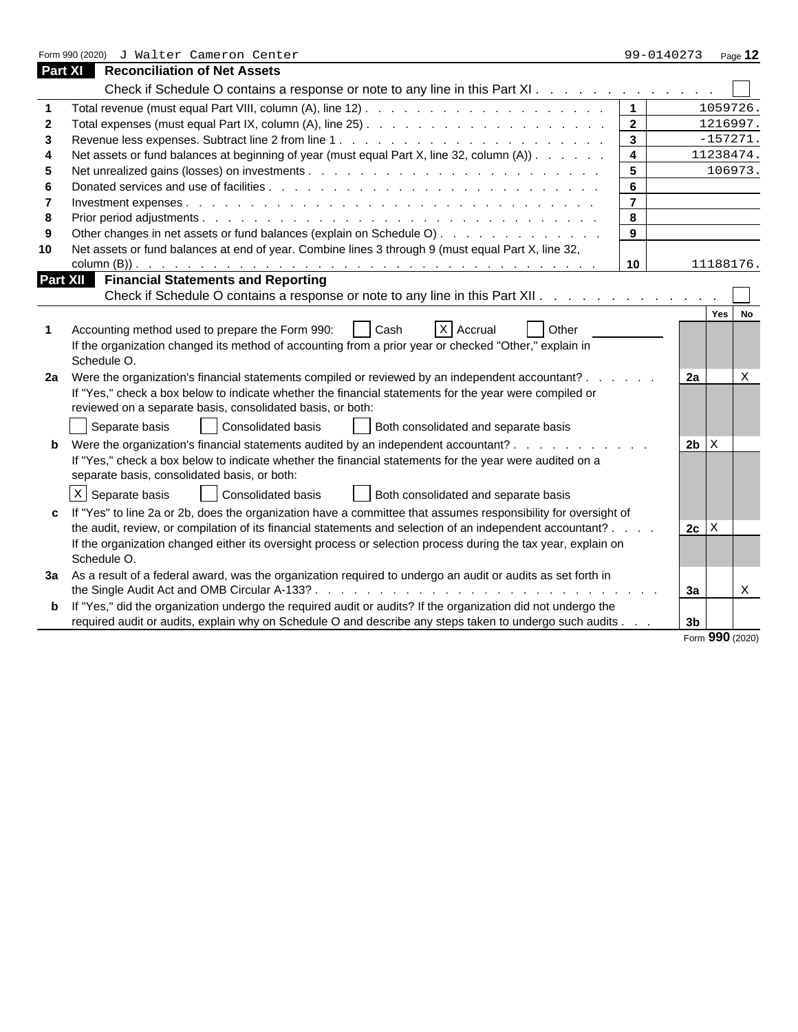Form 990 (2020) J Walter Cameron Center 99-0140273 Page **12**

## Part XI Reconciliation of Net Assets

Check if Schedule O contains a response or note to any line in this Part XI . . . . . . . . . . . . . . ☐

| | | | |
|---|---|---|---|
| 1 | Total revenue (must equal Part VIII, column (A), line 12) | 1 | 1059726. |
| 2 | Total expenses (must equal Part IX, column (A), line 25) | 2 | 1216997. |
| 3 | Revenue less expenses. Subtract line 2 from line 1 | 3 | -157271. |
| 4 | Net assets or fund balances at beginning of year (must equal Part X, line 32, column (A)) | 4 | 11238474. |
| 5 | Net unrealized gains (losses) on investments | 5 | 106973. |
| 6 | Donated services and use of facilities | 6 | |
| 7 | Investment expenses | 7 | |
| 8 | Prior period adjustments | 8 | |
| 9 | Other changes in net assets or fund balances (explain on Schedule O) | 9 | |
| 10 | Net assets or fund balances at end of year. Combine lines 3 through 9 (must equal Part X, line 32, column (B)) | 10 | 11188176. |

## Part XII Financial Statements and Reporting

Check if Schedule O contains a response or note to any line in this Part XII . . . . . . . . . . . . . ☐

| | | | Yes | No |
|---|---|---|---|---|
| 1 | Accounting method used to prepare the Form 990: ☐ Cash ☒ Accrual ☐ Other ______ <br> If the organization changed its method of accounting from a prior year or checked "Other," explain in Schedule O. | | | |
| 2a | Were the organization's financial statements compiled or reviewed by an independent accountant? | 2a | | X |
| | If "Yes," check a box below to indicate whether the financial statements for the year were compiled or reviewed on a separate basis, consolidated basis, or both: <br> ☐ Separate basis ☐ Consolidated basis ☐ Both consolidated and separate basis | | | |
| b | Were the organization's financial statements audited by an independent accountant? | 2b | X | |
| | If "Yes," check a box below to indicate whether the financial statements for the year were audited on a separate basis, consolidated basis, or both: <br> ☒ Separate basis ☐ Consolidated basis ☐ Both consolidated and separate basis | | | |
| c | If "Yes" to line 2a or 2b, does the organization have a committee that assumes responsibility for oversight of the audit, review, or compilation of its financial statements and selection of an independent accountant? | 2c | X | |
| | If the organization changed either its oversight process or selection process during the tax year, explain on Schedule O. | | | |
| 3a | As a result of a federal award, was the organization required to undergo an audit or audits as set forth in the Single Audit Act and OMB Circular A-133? | 3a | | X |
| b | If "Yes," did the organization undergo the required audit or audits? If the organization did not undergo the required audit or audits, explain why on Schedule O and describe any steps taken to undergo such audits | 3b | | |

Form **990** (2020)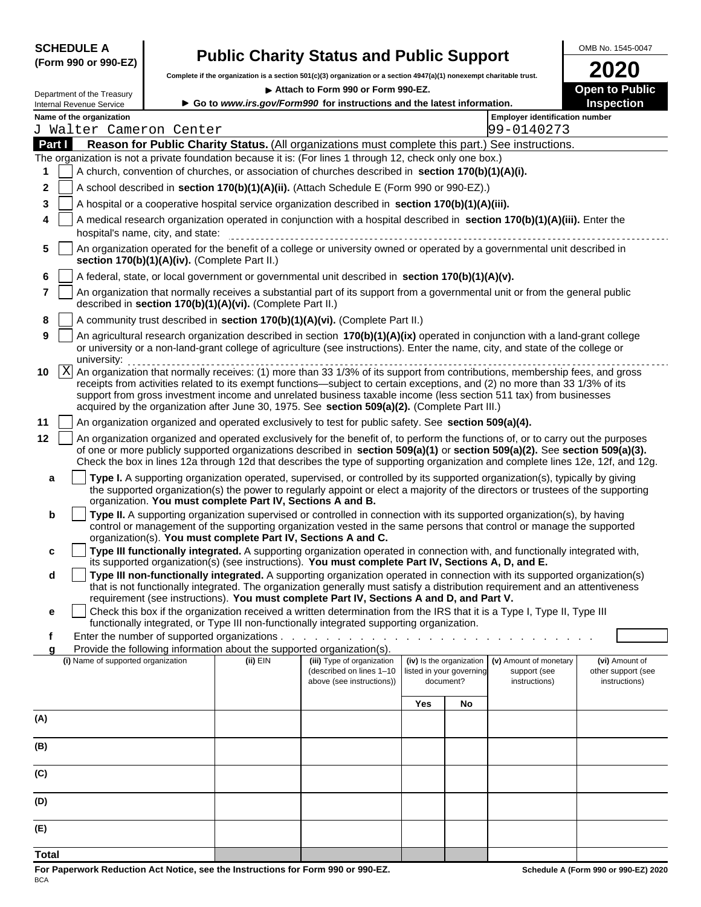**SCHEDULE A**
**(Form 990 or 990-EZ)**

Department of the Treasury
Internal Revenue Service

# Public Charity Status and Public Support

**Complete if the organization is a section 501(c)(3) organization or a section 4947(a)(1) nonexempt charitable trust.**

**▶ Attach to Form 990 or Form 990-EZ.**

**▶ Go to *www.irs.gov/Form990* for instructions and the latest information.**

OMB No. 1545-0047

**2020**

**Open to Public Inspection**

**Name of the organization**
J Walter Cameron Center

**Employer identification number**
99-0140273

## Part I Reason for Public Charity Status. (All organizations must complete this part.) See instructions.

The organization is not a private foundation because it is: (For lines 1 through 12, check only one box.)

1. [ ] A church, convention of churches, or association of churches described in **section 170(b)(1)(A)(i).**
2. [ ] A school described in **section 170(b)(1)(A)(ii).** (Attach Schedule E (Form 990 or 990-EZ).)
3. [ ] A hospital or a cooperative hospital service organization described in **section 170(b)(1)(A)(iii).**
4. [ ] A medical research organization operated in conjunction with a hospital described in **section 170(b)(1)(A)(iii).** Enter the hospital's name, city, and state:
5. [ ] An organization operated for the benefit of a college or university owned or operated by a governmental unit described in **section 170(b)(1)(A)(iv).** (Complete Part II.)
6. [ ] A federal, state, or local government or governmental unit described in **section 170(b)(1)(A)(v).**
7. [ ] An organization that normally receives a substantial part of its support from a governmental unit or from the general public described in **section 170(b)(1)(A)(vi).** (Complete Part II.)
8. [ ] A community trust described in **section 170(b)(1)(A)(vi).** (Complete Part II.)
9. [ ] An agricultural research organization described in section **170(b)(1)(A)(ix)** operated in conjunction with a land-grant college or university or a non-land-grant college of agriculture (see instructions). Enter the name, city, and state of the college or university:
10. [X] An organization that normally receives: (1) more than 33 1/3% of its support from contributions, membership fees, and gross receipts from activities related to its exempt functions—subject to certain exceptions, and (2) no more than 33 1/3% of its support from gross investment income and unrelated business taxable income (less section 511 tax) from businesses acquired by the organization after June 30, 1975. See **section 509(a)(2).** (Complete Part III.)
11. [ ] An organization organized and operated exclusively to test for public safety. See **section 509(a)(4).**
12. [ ] An organization organized and operated exclusively for the benefit of, to perform the functions of, or to carry out the purposes of one or more publicly supported organizations described in **section 509(a)(1)** or **section 509(a)(2).** See **section 509(a)(3).** Check the box in lines 12a through 12d that describes the type of supporting organization and complete lines 12e, 12f, and 12g.
   - **a** [ ] **Type I.** A supporting organization operated, supervised, or controlled by its supported organization(s), typically by giving the supported organization(s) the power to regularly appoint or elect a majority of the directors or trustees of the supporting organization. **You must complete Part IV, Sections A and B.**
   - **b** [ ] **Type II.** A supporting organization supervised or controlled in connection with its supported organization(s), by having control or management of the supporting organization vested in the same persons that control or manage the supported organization(s). **You must complete Part IV, Sections A and C.**
   - **c** [ ] **Type III functionally integrated.** A supporting organization operated in connection with, and functionally integrated with, its supported organization(s) (see instructions). **You must complete Part IV, Sections A, D, and E.**
   - **d** [ ] **Type III non-functionally integrated.** A supporting organization operated in connection with its supported organization(s) that is not functionally integrated. The organization generally must satisfy a distribution requirement and an attentiveness requirement (see instructions). **You must complete Part IV, Sections A and D, and Part V.**
   - **e** [ ] Check this box if the organization received a written determination from the IRS that it is a Type I, Type II, Type III functionally integrated, or Type III non-functionally integrated supporting organization.
   - **f** Enter the number of supported organizations . . . . . . . . . . . . . . . . . . . . . . . . . . . .
   - **g** Provide the following information about the supported organization(s).

| (i) Name of supported organization | (ii) EIN | (iii) Type of organization (described on lines 1–10 above (see instructions)) | (iv) Is the organization listed in your governing document? Yes | No | (v) Amount of monetary support (see instructions) | (vi) Amount of other support (see instructions) |
|---|---|---|---|---|---|---|
| (A) | | | | | | |
| (B) | | | | | | |
| (C) | | | | | | |
| (D) | | | | | | |
| (E) | | | | | | |
| **Total** | | | | | | |

**For Paperwork Reduction Act Notice, see the Instructions for Form 990 or 990-EZ.** **Schedule A (Form 990 or 990-EZ) 2020**
BCA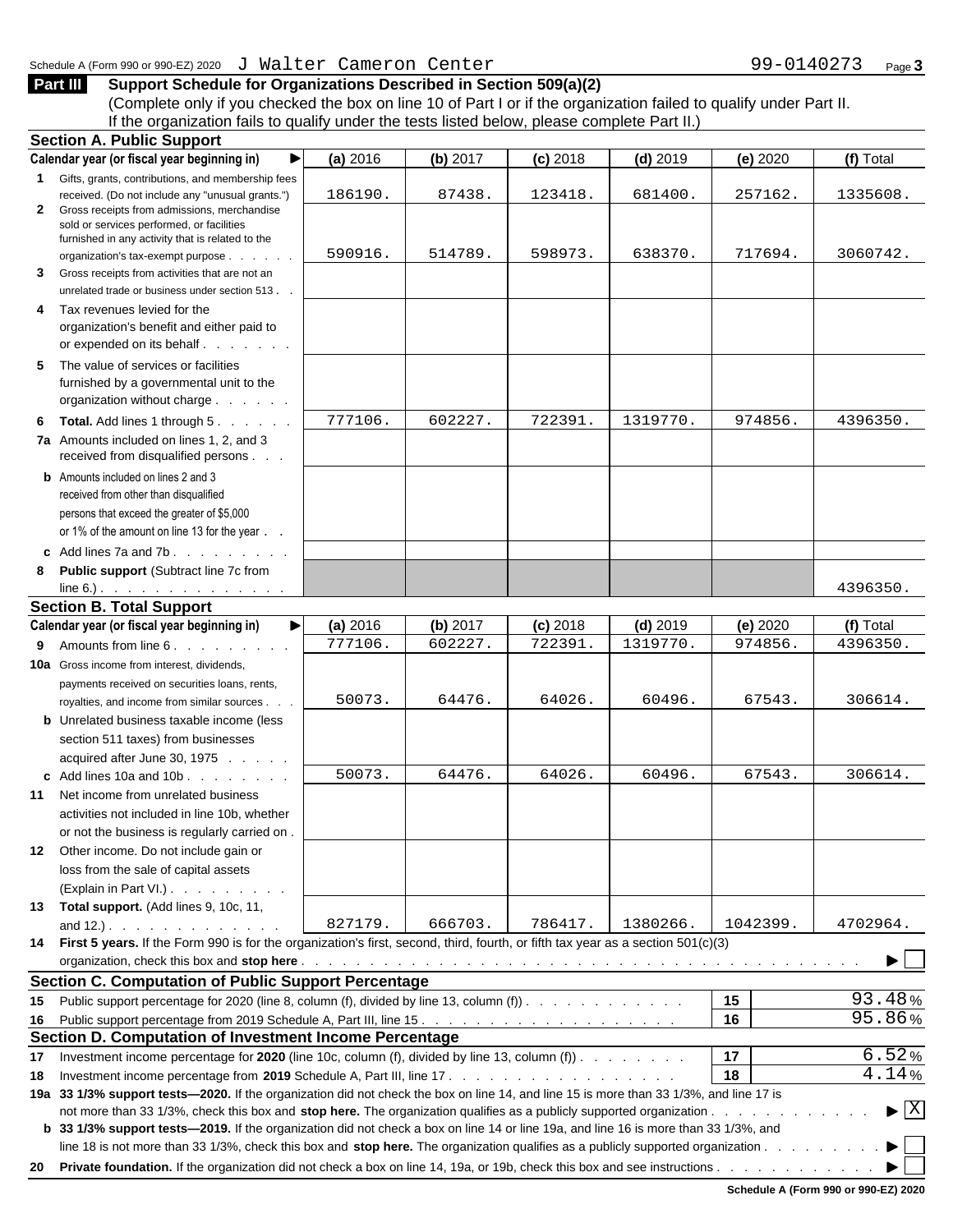Schedule A (Form 990 or 990-EZ) 2020 J Walter Cameron Center 99-0140273 Page **3**

## Part III Support Schedule for Organizations Described in Section 509(a)(2)

(Complete only if you checked the box on line 10 of Part I or if the organization failed to qualify under Part II. If the organization fails to qualify under the tests listed below, please complete Part II.)

### Section A. Public Support

| Calendar year (or fiscal year beginning in) ▶ | (a) 2016 | (b) 2017 | (c) 2018 | (d) 2019 | (e) 2020 | (f) Total |
|---|---|---|---|---|---|---|
| **1** Gifts, grants, contributions, and membership fees received. (Do not include any "unusual grants.") | 186190. | 87438. | 123418. | 681400. | 257162. | 1335608. |
| **2** Gross receipts from admissions, merchandise sold or services performed, or facilities furnished in any activity that is related to the organization's tax-exempt purpose | 590916. | 514789. | 598973. | 638370. | 717694. | 3060742. |
| **3** Gross receipts from activities that are not an unrelated trade or business under section 513 | | | | | | |
| **4** Tax revenues levied for the organization's benefit and either paid to or expended on its behalf | | | | | | |
| **5** The value of services or facilities furnished by a governmental unit to the organization without charge | | | | | | |
| **6 Total.** Add lines 1 through 5 | 777106. | 602227. | 722391. | 1319770. | 974856. | 4396350. |
| **7a** Amounts included on lines 1, 2, and 3 received from disqualified persons | | | | | | |
| **b** Amounts included on lines 2 and 3 received from other than disqualified persons that exceed the greater of $5,000 or 1% of the amount on line 13 for the year | | | | | | |
| **c** Add lines 7a and 7b | | | | | | |
| **8 Public support** (Subtract line 7c from line 6.) | | | | | | 4396350. |

### Section B. Total Support

| Calendar year (or fiscal year beginning in) ▶ | (a) 2016 | (b) 2017 | (c) 2018 | (d) 2019 | (e) 2020 | (f) Total |
|---|---|---|---|---|---|---|
| **9** Amounts from line 6 | 777106. | 602227. | 722391. | 1319770. | 974856. | 4396350. |
| **10a** Gross income from interest, dividends, payments received on securities loans, rents, royalties, and income from similar sources | 50073. | 64476. | 64026. | 60496. | 67543. | 306614. |
| **b** Unrelated business taxable income (less section 511 taxes) from businesses acquired after June 30, 1975 | | | | | | |
| **c** Add lines 10a and 10b | 50073. | 64476. | 64026. | 60496. | 67543. | 306614. |
| **11** Net income from unrelated business activities not included in line 10b, whether or not the business is regularly carried on | | | | | | |
| **12** Other income. Do not include gain or loss from the sale of capital assets (Explain in Part VI.) | | | | | | |
| **13 Total support.** (Add lines 9, 10c, 11, and 12.) | 827179. | 666703. | 786417. | 1380266. | 1042399. | 4702964. |

**14 First 5 years.** If the Form 990 is for the organization's first, second, third, fourth, or fifth tax year as a section 501(c)(3) organization, check this box and **stop here** ▶ ☐

### Section C. Computation of Public Support Percentage

| | | | |
|---|---|---|---|
| **15** | Public support percentage for 2020 (line 8, column (f), divided by line 13, column (f)) | 15 | 93.48 % |
| **16** | Public support percentage from 2019 Schedule A, Part III, line 15 | 16 | 95.86 % |

### Section D. Computation of Investment Income Percentage

| | | | |
|---|---|---|---|
| **17** | Investment income percentage for **2020** (line 10c, column (f), divided by line 13, column (f)) | 17 | 6.52 % |
| **18** | Investment income percentage from **2019** Schedule A, Part III, line 17 | 18 | 4.14 % |

**19a 33 1/3% support tests—2020.** If the organization did not check the box on line 14, and line 15 is more than 33 1/3%, and line 17 is not more than 33 1/3%, check this box and **stop here.** The organization qualifies as a publicly supported organization ▶ ☒

**b 33 1/3% support tests—2019.** If the organization did not check a box on line 14 or line 19a, and line 16 is more than 33 1/3%, and line 18 is not more than 33 1/3%, check this box and **stop here.** The organization qualifies as a publicly supported organization ▶ ☐

**20 Private foundation.** If the organization did not check a box on line 14, 19a, or 19b, check this box and see instructions ▶ ☐

**Schedule A (Form 990 or 990-EZ) 2020**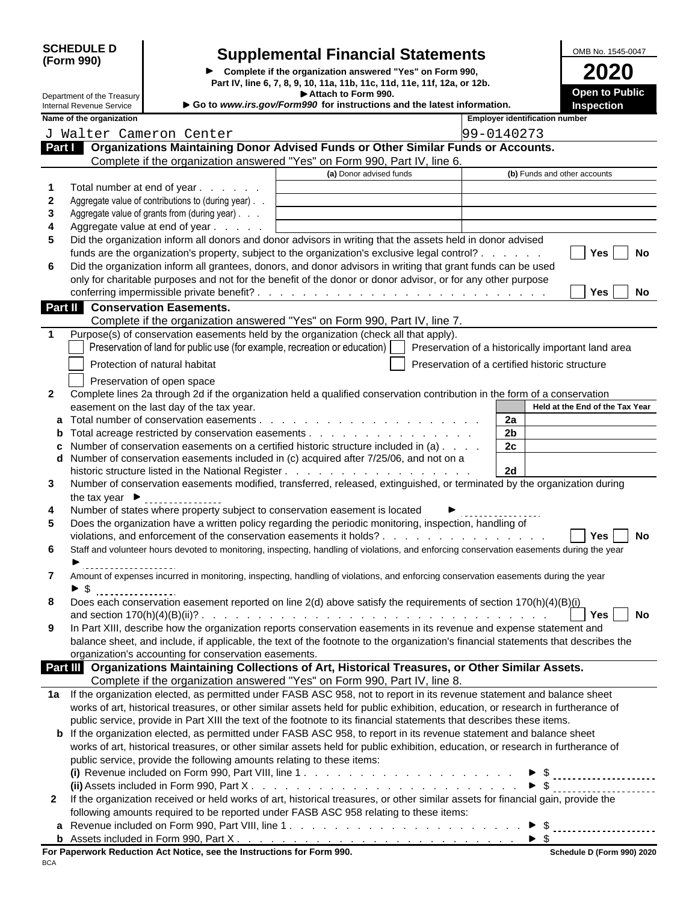**SCHEDULE D (Form 990)**

Department of the Treasury
Internal Revenue Service

# Supplemental Financial Statements

► Complete if the organization answered "Yes" on Form 990, Part IV, line 6, 7, 8, 9, 10, 11a, 11b, 11c, 11d, 11e, 11f, 12a, or 12b.
► Attach to Form 990.
► Go to *www.irs.gov/Form990* for instructions and the latest information.

OMB No. 1545-0047

**2020**

**Open to Public Inspection**

| Name of the organization | Employer identification number |
|---|---|
| J Walter Cameron Center | 99-0140273 |

## Part I Organizations Maintaining Donor Advised Funds or Other Similar Funds or Accounts.

Complete if the organization answered "Yes" on Form 990, Part IV, line 6.

| | | (a) Donor advised funds | (b) Funds and other accounts |
|---|---|---|---|
| 1 | Total number at end of year | | |
| 2 | Aggregate value of contributions to (during year) | | |
| 3 | Aggregate value of grants from (during year) | | |
| 4 | Aggregate value at end of year | | |

5 Did the organization inform all donors and donor advisors in writing that the assets held in donor advised funds are the organization's property, subject to the organization's exclusive legal control? ☐ Yes ☐ No

6 Did the organization inform all grantees, donors, and donor advisors in writing that grant funds can be used only for charitable purposes and not for the benefit of the donor or donor advisor, or for any other purpose conferring impermissible private benefit? ☐ Yes ☐ No

## Part II Conservation Easements.

Complete if the organization answered "Yes" on Form 990, Part IV, line 7.

1 Purpose(s) of conservation easements held by the organization (check all that apply).

- ☐ Preservation of land for public use (for example, recreation or education)
- ☐ Preservation of a historically important land area
- ☐ Protection of natural habitat
- ☐ Preservation of a certified historic structure
- ☐ Preservation of open space

2 Complete lines 2a through 2d if the organization held a qualified conservation contribution in the form of a conservation easement on the last day of the tax year.

| | | | Held at the End of the Tax Year |
|---|---|---|---|
| a | Total number of conservation easements | 2a | |
| b | Total acreage restricted by conservation easements | 2b | |
| c | Number of conservation easements on a certified historic structure included in (a) | 2c | |
| d | Number of conservation easements included in (c) acquired after 7/25/06, and not on a historic structure listed in the National Register | 2d | |

3 Number of conservation easements modified, transferred, released, extinguished, or terminated by the organization during the tax year ► ______

4 Number of states where property subject to conservation easement is located ► ______

5 Does the organization have a written policy regarding the periodic monitoring, inspection, handling of violations, and enforcement of the conservation easements it holds? ☐ Yes ☐ No

6 Staff and volunteer hours devoted to monitoring, inspecting, handling of violations, and enforcing conservation easements during the year ► ______

7 Amount of expenses incurred in monitoring, inspecting, handling of violations, and enforcing conservation easements during the year ► $ ______

8 Does each conservation easement reported on line 2(d) above satisfy the requirements of section 170(h)(4)(B)(i) and section 170(h)(4)(B)(ii)? ☐ Yes ☐ No

9 In Part XIII, describe how the organization reports conservation easements in its revenue and expense statement and balance sheet, and include, if applicable, the text of the footnote to the organization's financial statements that describes the organization's accounting for conservation easements.

## Part III Organizations Maintaining Collections of Art, Historical Treasures, or Other Similar Assets.

Complete if the organization answered "Yes" on Form 990, Part IV, line 8.

1a If the organization elected, as permitted under FASB ASC 958, not to report in its revenue statement and balance sheet works of art, historical treasures, or other similar assets held for public exhibition, education, or research in furtherance of public service, provide in Part XIII the text of the footnote to its financial statements that describes these items.

b If the organization elected, as permitted under FASB ASC 958, to report in its revenue statement and balance sheet works of art, historical treasures, or other similar assets held for public exhibition, education, or research in furtherance of public service, provide the following amounts relating to these items:

**(i)** Revenue included on Form 990, Part VIII, line 1 ► $ ______

**(ii)** Assets included in Form 990, Part X ► $ ______

2 If the organization received or held works of art, historical treasures, or other similar assets for financial gain, provide the following amounts required to be reported under FASB ASC 958 relating to these items:

a Revenue included on Form 990, Part VIII, line 1 ► $ ______

b Assets included in Form 990, Part X ► $ ______

**For Paperwork Reduction Act Notice, see the Instructions for Form 990.** Schedule D (Form 990) 2020

BCA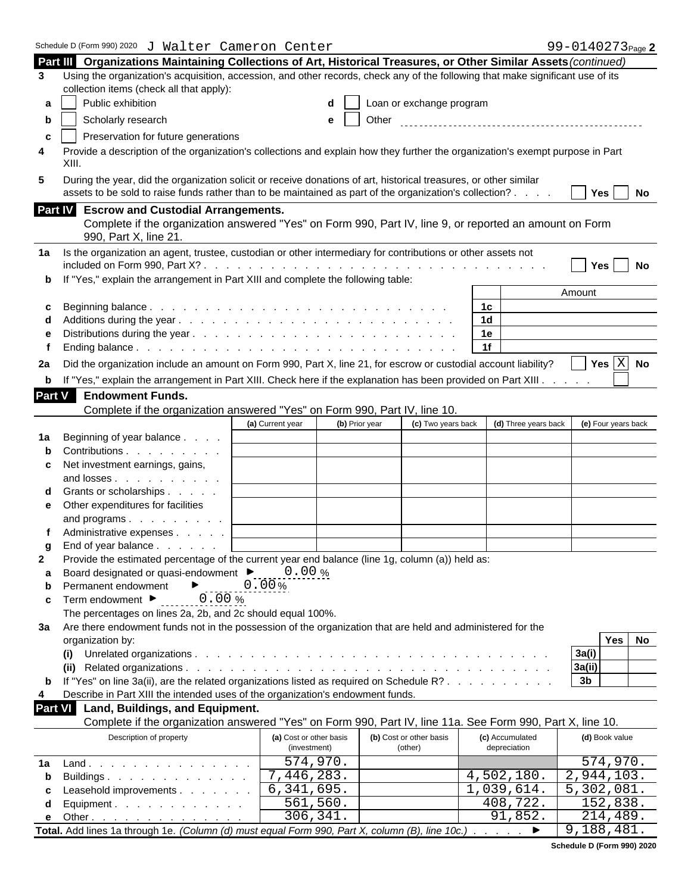Schedule D (Form 990) 2020 J Walter Cameron Center 99-0140273 Page **2**

## Part III Organizations Maintaining Collections of Art, Historical Treasures, or Other Similar Assets *(continued)*

**3** Using the organization's acquisition, accession, and other records, check any of the following that make significant use of its collection items (check all that apply):

- **a** ☐ Public exhibition
- **b** ☐ Scholarly research
- **c** ☐ Preservation for future generations
- **d** ☐ Loan or exchange program
- **e** ☐ Other

**4** Provide a description of the organization's collections and explain how they further the organization's exempt purpose in Part XIII.

**5** During the year, did the organization solicit or receive donations of art, historical treasures, or other similar assets to be sold to raise funds rather than to be maintained as part of the organization's collection? ☐ Yes ☐ No

## Part IV Escrow and Custodial Arrangements.

Complete if the organization answered "Yes" on Form 990, Part IV, line 9, or reported an amount on Form 990, Part X, line 21.

**1a** Is the organization an agent, trustee, custodian or other intermediary for contributions or other assets not included on Form 990, Part X? ☐ Yes ☐ No

**b** If "Yes," explain the arrangement in Part XIII and complete the following table:

| | | | Amount |
|---|---|---|---|
| **c** | Beginning balance | 1c | |
| **d** | Additions during the year | 1d | |
| **e** | Distributions during the year | 1e | |
| **f** | Ending balance | 1f | |

**2a** Did the organization include an amount on Form 990, Part X, line 21, for escrow or custodial account liability? ☐ Yes ☒ No

**b** If "Yes," explain the arrangement in Part XIII. Check here if the explanation has been provided on Part XIII ☐

## Part V Endowment Funds.

Complete if the organization answered "Yes" on Form 990, Part IV, line 10.

| | | (a) Current year | (b) Prior year | (c) Two years back | (d) Three years back | (e) Four years back |
|---|---|---|---|---|---|---|
| **1a** | Beginning of year balance | | | | | |
| **b** | Contributions | | | | | |
| **c** | Net investment earnings, gains, and losses | | | | | |
| **d** | Grants or scholarships | | | | | |
| **e** | Other expenditures for facilities and programs | | | | | |
| **f** | Administrative expenses | | | | | |
| **g** | End of year balance | | | | | |

**2** Provide the estimated percentage of the current year end balance (line 1g, column (a)) held as:

- **a** Board designated or quasi-endowment ► 0.00 %
- **b** Permanent endowment ► 0.00 %
- **c** Term endowment ► 0.00 %

The percentages on lines 2a, 2b, and 2c should equal 100%.

**3a** Are there endowment funds not in the possession of the organization that are held and administered for the organization by:

| | | | Yes | No |
|---|---|---|---|---|
| **(i)** | Unrelated organizations | 3a(i) | | |
| **(ii)** | Related organizations | 3a(ii) | | |
| **b** | If "Yes" on line 3a(ii), are the related organizations listed as required on Schedule R? | 3b | | |

**4** Describe in Part XIII the intended uses of the organization's endowment funds.

## Part VI Land, Buildings, and Equipment.

Complete if the organization answered "Yes" on Form 990, Part IV, line 11a. See Form 990, Part X, line 10.

| | Description of property | (a) Cost or other basis (investment) | (b) Cost or other basis (other) | (c) Accumulated depreciation | (d) Book value |
|---|---|---|---|---|---|
| **1a** | Land | 574,970. | | | 574,970. |
| **b** | Buildings | 7,446,283. | | 4,502,180. | 2,944,103. |
| **c** | Leasehold improvements | 6,341,695. | | 1,039,614. | 5,302,081. |
| **d** | Equipment | 561,560. | | 408,722. | 152,838. |
| **e** | Other | 306,341. | | 91,852. | 214,489. |
| | **Total.** Add lines 1a through 1e. *(Column (d) must equal Form 990, Part X, column (B), line 10c.)* ► | | | | 9,188,481. |

Schedule D (Form 990) 2020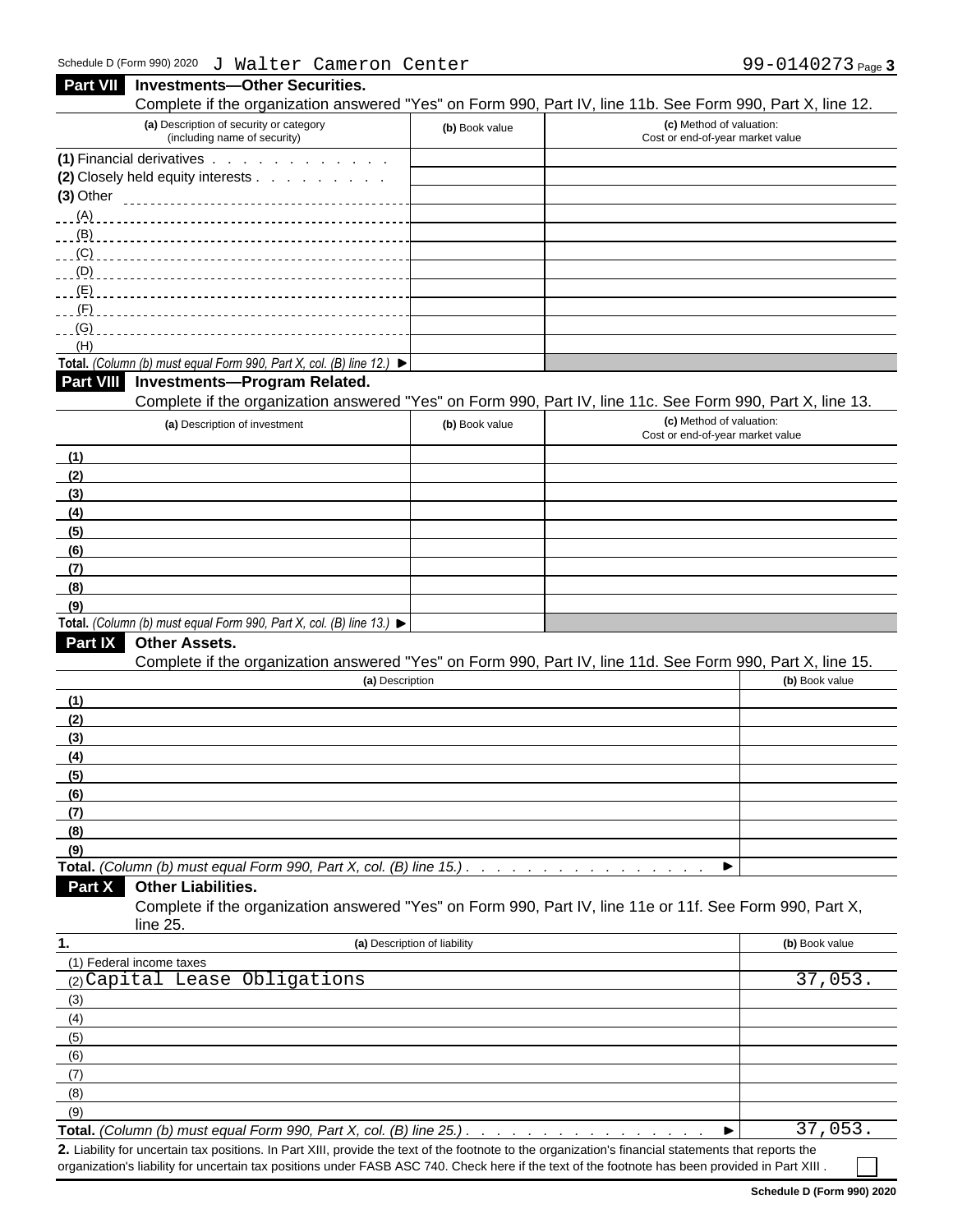Schedule D (Form 990) 2020 J Walter Cameron Center 99-0140273 Page **3**

## Part VII Investments—Other Securities.

Complete if the organization answered "Yes" on Form 990, Part IV, line 11b. See Form 990, Part X, line 12.

| (a) Description of security or category (including name of security) | (b) Book value | (c) Method of valuation: Cost or end-of-year market value |
|---|---|---|
| (1) Financial derivatives | | |
| (2) Closely held equity interests | | |
| (3) Other | | |
| (A) | | |
| (B) | | |
| (C) | | |
| (D) | | |
| (E) | | |
| (F) | | |
| (G) | | |
| (H) | | |
| **Total.** *(Column (b) must equal Form 990, Part X, col. (B) line 12.)* ▶ | | |

## Part VIII Investments—Program Related.

Complete if the organization answered "Yes" on Form 990, Part IV, line 11c. See Form 990, Part X, line 13.

| (a) Description of investment | (b) Book value | (c) Method of valuation: Cost or end-of-year market value |
|---|---|---|
| (1) | | |
| (2) | | |
| (3) | | |
| (4) | | |
| (5) | | |
| (6) | | |
| (7) | | |
| (8) | | |
| (9) | | |
| **Total.** *(Column (b) must equal Form 990, Part X, col. (B) line 13.)* ▶ | | |

## Part IX Other Assets.

Complete if the organization answered "Yes" on Form 990, Part IV, line 11d. See Form 990, Part X, line 15.

| (a) Description | (b) Book value |
|---|---|
| (1) | |
| (2) | |
| (3) | |
| (4) | |
| (5) | |
| (6) | |
| (7) | |
| (8) | |
| (9) | |
| **Total.** *(Column (b) must equal Form 990, Part X, col. (B) line 15.)* ▶ | |

## Part X Other Liabilities.

Complete if the organization answered "Yes" on Form 990, Part IV, line 11e or 11f. See Form 990, Part X, line 25.

| 1. (a) Description of liability | (b) Book value |
|---|---|
| (1) Federal income taxes | |
| (2) Capital Lease Obligations | 37,053. |
| (3) | |
| (4) | |
| (5) | |
| (6) | |
| (7) | |
| (8) | |
| (9) | |
| **Total.** *(Column (b) must equal Form 990, Part X, col. (B) line 25.)* ▶ | 37,053. |

**2.** Liability for uncertain tax positions. In Part XIII, provide the text of the footnote to the organization's financial statements that reports the organization's liability for uncertain tax positions under FASB ASC 740. Check here if the text of the footnote has been provided in Part XIII . ☐

**Schedule D (Form 990) 2020**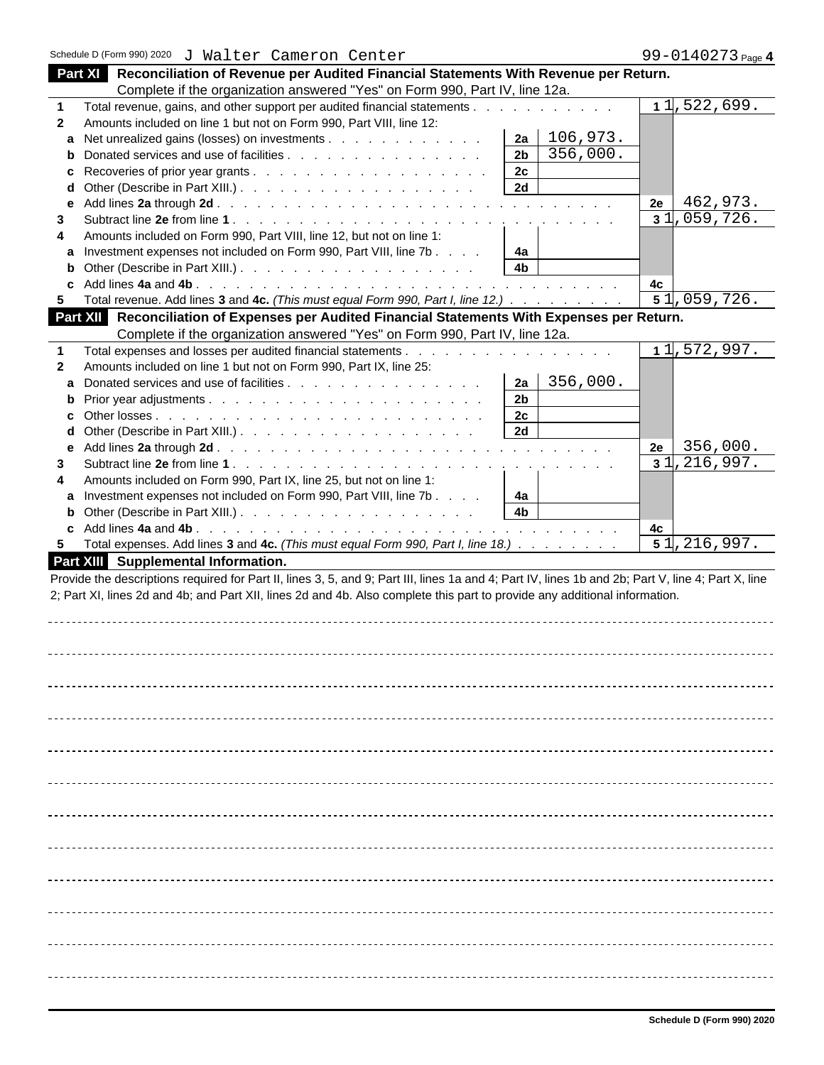Schedule D (Form 990) 2020 J Walter Cameron Center 99-0140273 Page **4**

## Part XI Reconciliation of Revenue per Audited Financial Statements With Revenue per Return.

Complete if the organization answered "Yes" on Form 990, Part IV, line 12a.

| | | | | | |
|---|---|---|---|---|---|
| **1** | Total revenue, gains, and other support per audited financial statements | | | 1 | 1,522,699. |
| **2** | Amounts included on line 1 but not on Form 990, Part VIII, line 12: | | | | |
| **a** | Net unrealized gains (losses) on investments | 2a | 106,973. | | |
| **b** | Donated services and use of facilities | 2b | 356,000. | | |
| **c** | Recoveries of prior year grants | 2c | | | |
| **d** | Other (Describe in Part XIII.) | 2d | | | |
| **e** | Add lines **2a** through **2d** | | | 2e | 462,973. |
| **3** | Subtract line **2e** from line **1** | | | 3 | 1,059,726. |
| **4** | Amounts included on Form 990, Part VIII, line 12, but not on line 1: | | | | |
| **a** | Investment expenses not included on Form 990, Part VIII, line 7b | 4a | | | |
| **b** | Other (Describe in Part XIII.) | 4b | | | |
| **c** | Add lines **4a** and **4b** | | | 4c | |
| **5** | Total revenue. Add lines **3** and **4c.** *(This must equal Form 990, Part I, line 12.)* | | | 5 | 1,059,726. |

## Part XII Reconciliation of Expenses per Audited Financial Statements With Expenses per Return.

Complete if the organization answered "Yes" on Form 990, Part IV, line 12a.

| | | | | | |
|---|---|---|---|---|---|
| **1** | Total expenses and losses per audited financial statements | | | 1 | 1,572,997. |
| **2** | Amounts included on line 1 but not on Form 990, Part IX, line 25: | | | | |
| **a** | Donated services and use of facilities | 2a | 356,000. | | |
| **b** | Prior year adjustments | 2b | | | |
| **c** | Other losses | 2c | | | |
| **d** | Other (Describe in Part XIII.) | 2d | | | |
| **e** | Add lines **2a** through **2d** | | | 2e | 356,000. |
| **3** | Subtract line **2e** from line **1** | | | 3 | 1,216,997. |
| **4** | Amounts included on Form 990, Part IX, line 25, but not on line 1: | | | | |
| **a** | Investment expenses not included on Form 990, Part VIII, line 7b | 4a | | | |
| **b** | Other (Describe in Part XIII.) | 4b | | | |
| **c** | Add lines **4a** and **4b** | | | 4c | |
| **5** | Total expenses. Add lines **3** and **4c.** *(This must equal Form 990, Part I, line 18.)* | | | 5 | 1,216,997. |

## Part XIII Supplemental Information.

Provide the descriptions required for Part II, lines 3, 5, and 9; Part III, lines 1a and 4; Part IV, lines 1b and 2b; Part V, line 4; Part X, line 2; Part XI, lines 2d and 4b; and Part XII, lines 2d and 4b. Also complete this part to provide any additional information.

Schedule D (Form 990) 2020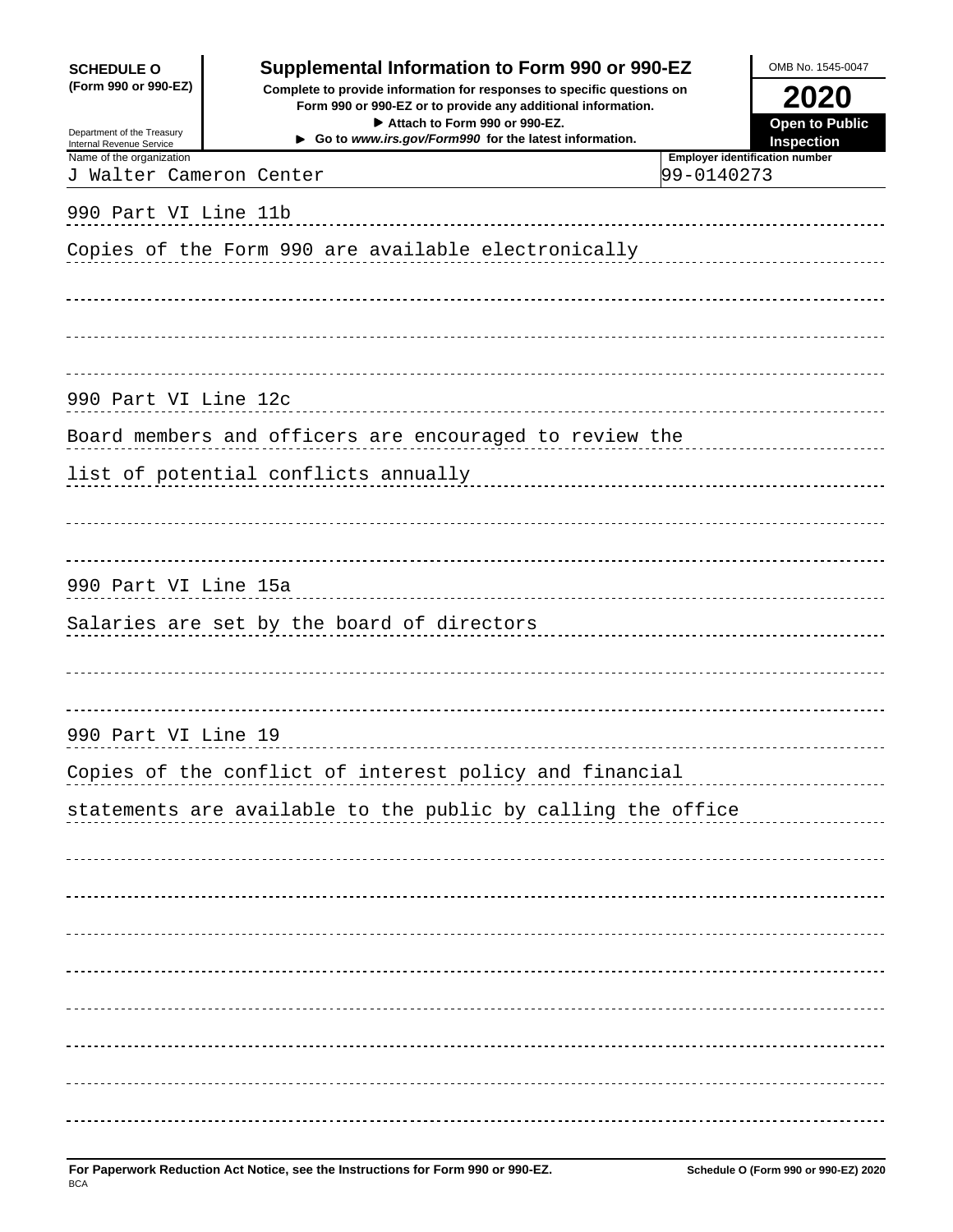**SCHEDULE O (Form 990 or 990-EZ)**

Department of the Treasury
Internal Revenue Service

# Supplemental Information to Form 990 or 990-EZ

**Complete to provide information for responses to specific questions on Form 990 or 990-EZ or to provide any additional information.**

**▶ Attach to Form 990 or 990-EZ.**

**▶ Go to *www.irs.gov/Form990* for the latest information.**

OMB No. 1545-0047

**2020**

**Open to Public Inspection**

| Name of the organization | Employer identification number |
|---|---|
| J Walter Cameron Center | 99-0140273 |

990 Part VI Line 11b

Copies of the Form 990 are available electronically

990 Part VI Line 12c

Board members and officers are encouraged to review the list of potential conflicts annually

990 Part VI Line 15a

Salaries are set by the board of directors

990 Part VI Line 19

Copies of the conflict of interest policy and financial statements are available to the public by calling the office

**For Paperwork Reduction Act Notice, see the Instructions for Form 990 or 990-EZ.**

BCA

**Schedule O (Form 990 or 990-EZ) 2020**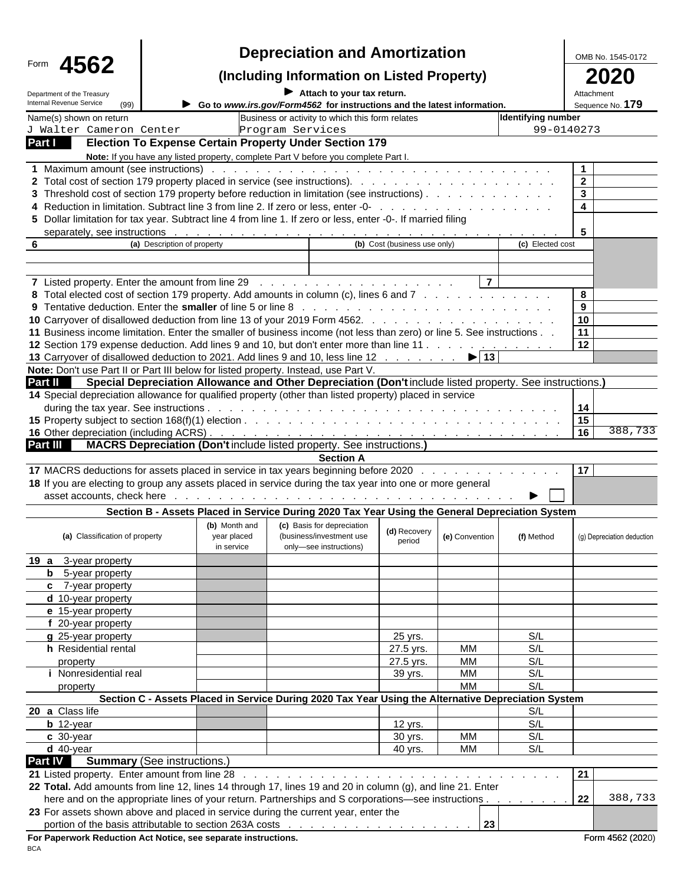Form **4562**

# Depreciation and Amortization

## (Including Information on Listed Property)

Department of the Treasury
Internal Revenue Service (99)

► Attach to your tax return.
► Go to *www.irs.gov/Form4562* for instructions and the latest information.

OMB No. 1545-0172
**2020**
Attachment Sequence No. **179**

| Name(s) shown on return | Business or activity to which this form relates | Identifying number |
|---|---|---|
| J Walter Cameron Center | Program Services | 99-0140273 |

## Part I Election To Expense Certain Property Under Section 179

**Note:** If you have any listed property, complete Part V before you complete Part I.

| Line | Description | Line no. | Amount |
|---|---|---|---|
| 1 | Maximum amount (see instructions) | 1 | |
| 2 | Total cost of section 179 property placed in service (see instructions) | 2 | |
| 3 | Threshold cost of section 179 property before reduction in limitation (see instructions) | 3 | |
| 4 | Reduction in limitation. Subtract line 3 from line 2. If zero or less, enter -0- | 4 | |
| 5 | Dollar limitation for tax year. Subtract line 4 from line 1. If zero or less, enter -0-. If married filing separately, see instructions | 5 | |

| 6 (a) Description of property | (b) Cost (business use only) | (c) Elected cost |
|---|---|---|
| | | |
| | | |

| Line | Description | Line no. | Amount |
|---|---|---|---|
| 7 | Listed property. Enter the amount from line 29 | 7 | |
| 8 | Total elected cost of section 179 property. Add amounts in column (c), lines 6 and 7 | 8 | |
| 9 | Tentative deduction. Enter the **smaller** of line 5 or line 8 | 9 | |
| 10 | Carryover of disallowed deduction from line 13 of your 2019 Form 4562 | 10 | |
| 11 | Business income limitation. Enter the smaller of business income (not less than zero) or line 5. See instructions | 11 | |
| 12 | Section 179 expense deduction. Add lines 9 and 10, but don't enter more than line 11 | 12 | |
| 13 | Carryover of disallowed deduction to 2021. Add lines 9 and 10, less line 12 ► | 13 | |

**Note:** Don't use Part II or Part III below for listed property. Instead, use Part V.

## Part II Special Depreciation Allowance and Other Depreciation (Don't include listed property. See instructions.)

| Line | Description | Line no. | Amount |
|---|---|---|---|
| 14 | Special depreciation allowance for qualified property (other than listed property) placed in service during the tax year. See instructions | 14 | |
| 15 | Property subject to section 168(f)(1) election | 15 | |
| 16 | Other depreciation (including ACRS) | 16 | 388,733 |

## Part III MACRS Depreciation (Don't include listed property. See instructions.)

### Section A

| Line | Description | Line no. | Amount |
|---|---|---|---|
| 17 | MACRS deductions for assets placed in service in tax years beginning before 2020 | 17 | |
| 18 | If you are electing to group any assets placed in service during the tax year into one or more general asset accounts, check here ► ☐ | | |

### Section B - Assets Placed in Service During 2020 Tax Year Using the General Depreciation System

| (a) Classification of property | (b) Month and year placed in service | (c) Basis for depreciation (business/investment use only—see instructions) | (d) Recovery period | (e) Convention | (f) Method | (g) Depreciation deduction |
|---|---|---|---|---|---|---|
| 19 a 3-year property | | | | | | |
| b 5-year property | | | | | | |
| c 7-year property | | | | | | |
| d 10-year property | | | | | | |
| e 15-year property | | | | | | |
| f 20-year property | | | | | | |
| g 25-year property | | | 25 yrs. | | S/L | |
| h Residential rental property | | | 27.5 yrs. | MM | S/L | |
| | | | 27.5 yrs. | MM | S/L | |
| i Nonresidential real property | | | 39 yrs. | MM | S/L | |
| | | | | MM | S/L | |

### Section C - Assets Placed in Service During 2020 Tax Year Using the Alternative Depreciation System

| (a) Classification of property | (b) Month and year placed in service | (c) Basis for depreciation | (d) Recovery period | (e) Convention | (f) Method | (g) Depreciation deduction |
|---|---|---|---|---|---|---|
| 20 a Class life | | | | | S/L | |
| b 12-year | | | 12 yrs. | | S/L | |
| c 30-year | | | 30 yrs. | MM | S/L | |
| d 40-year | | | 40 yrs. | MM | S/L | |

## Part IV Summary (See instructions.)

| Line | Description | Line no. | Amount |
|---|---|---|---|
| 21 | Listed property. Enter amount from line 28 | 21 | |
| 22 | **Total.** Add amounts from line 12, lines 14 through 17, lines 19 and 20 in column (g), and line 21. Enter here and on the appropriate lines of your return. Partnerships and S corporations—see instructions | 22 | 388,733 |
| 23 | For assets shown above and placed in service during the current year, enter the portion of the basis attributable to section 263A costs | 23 | |

**For Paperwork Reduction Act Notice, see separate instructions.** Form 4562 (2020)

BCA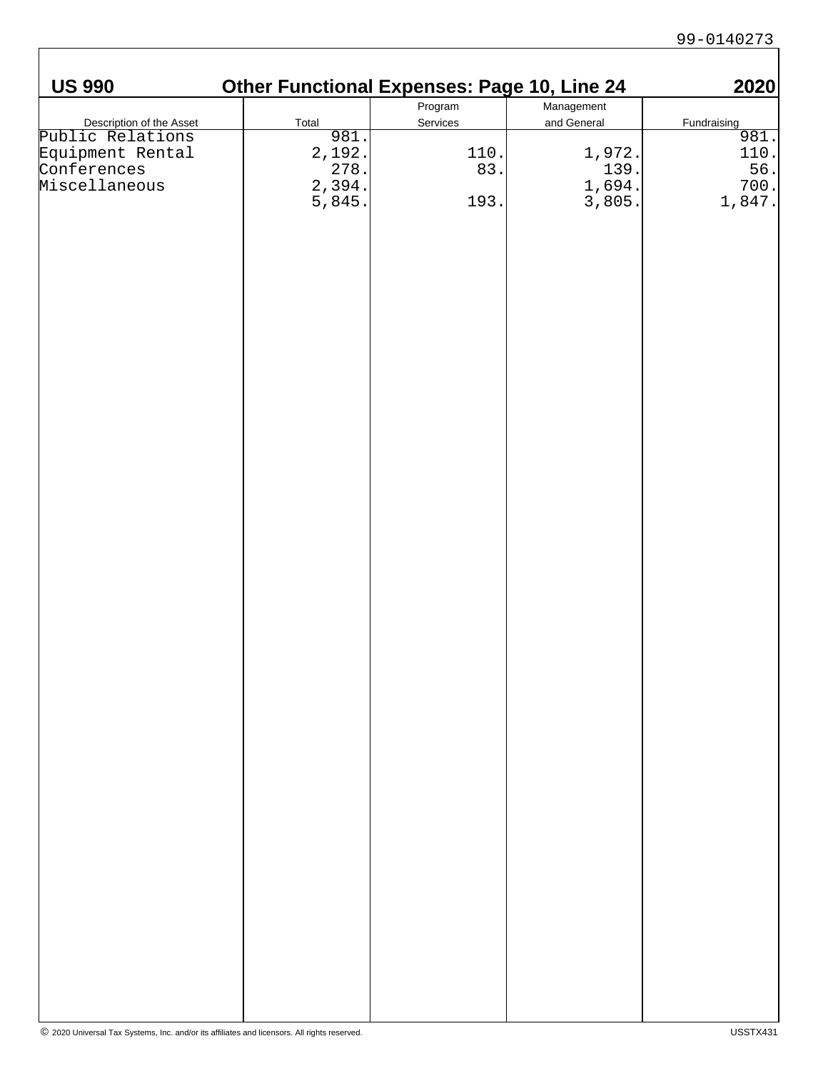99-0140273

## US 990 Other Functional Expenses: Page 10, Line 24 2020

| Description of the Asset | Total | Program Services | Management and General | Fundraising |
|---|---|---|---|---|
| Public Relations | 981. | | | 981. |
| Equipment Rental | 2,192. | 110. | 1,972. | 110. |
| Conferences | 278. | 83. | 139. | 56. |
| Miscellaneous | 2,394. | | 1,694. | 700. |
| | 5,845. | 193. | 3,805. | 1,847. |

© 2020 Universal Tax Systems, Inc. and/or its affiliates and licensors. All rights reserved. USSTX431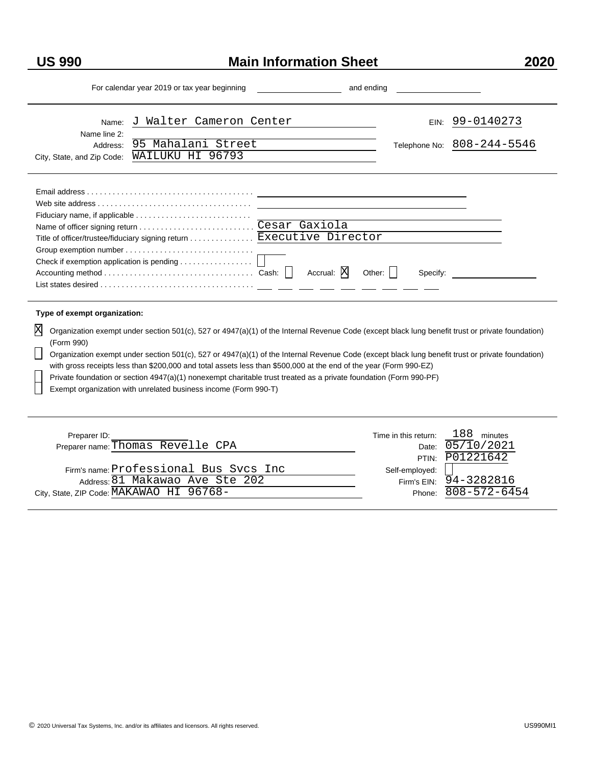# US 990 — Main Information Sheet — 2020

For calendar year 2019 or tax year beginning ____________ and ending ____________

| | | | |
|---|---|---|---|
| Name: | J Walter Cameron Center | EIN: | 99-0140273 |
| Name line 2: | | | |
| Address: | 95 Mahalani Street | Telephone No: | 808-244-5546 |
| City, State, and Zip Code: | WAILUKU HI 96793 | | |

| | |
|---|---|
| Email address | |
| Web site address | |
| Fiduciary name, if applicable | |
| Name of officer signing return | Cesar Gaxiola |
| Title of officer/trustee/fiduciary signing return | Executive Director |
| Group exemption number | |
| Check if exemption application is pending | ☐ |
| Accounting method | Cash: ☐ Accrual: ☒ Other: ☐ Specify: |
| List states desired | |

**Type of exempt organization:**

☒ Organization exempt under section 501(c), 527 or 4947(a)(1) of the Internal Revenue Code (except black lung benefit trust or private foundation) (Form 990)

☐ Organization exempt under section 501(c), 527 or 4947(a)(1) of the Internal Revenue Code (except black lung benefit trust or private foundation) with gross receipts less than $200,000 and total assets less than $500,000 at the end of the year (Form 990-EZ)

☐ Private foundation or section 4947(a)(1) nonexempt charitable trust treated as a private foundation (Form 990-PF)

☐ Exempt organization with unrelated business income (Form 990-T)

| | | | |
|---|---|---|---|
| Preparer ID: | | Time in this return: | 188 minutes |
| Preparer name: | Thomas Revelle CPA | Date: | 05/10/2021 |
| | | PTIN: | P01221642 |
| Firm's name: | Professional Bus Svcs Inc | Self-employed: | ☐ |
| Address: | 81 Makawao Ave Ste 202 | Firm's EIN: | 94-3282816 |
| City, State, ZIP Code: | MAKAWAO HI 96768- | Phone: | 808-572-6454 |

© 2020 Universal Tax Systems, Inc. and/or its affiliates and licensors. All rights reserved. US990MI1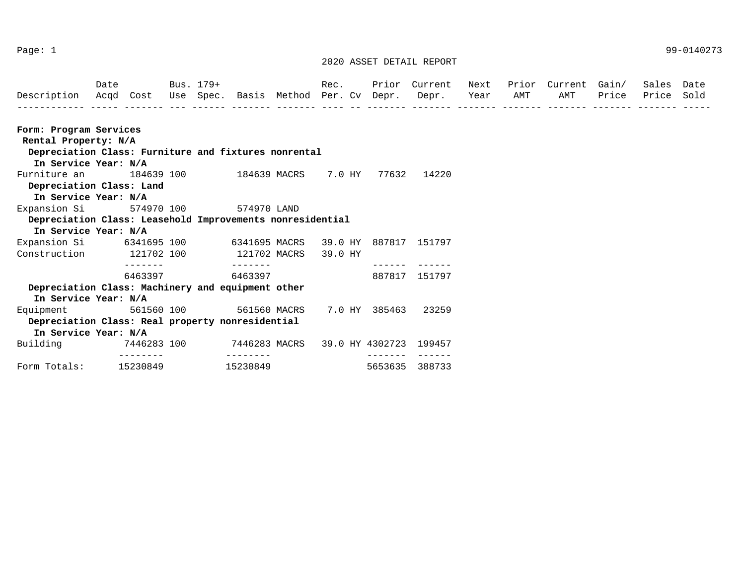Page: 1 | 99-0140273

## 2020 ASSET DETAIL REPORT

| Description | Date Acqd | Cost | Bus. Use | 179+ Spec. | Basis | Method | Rec. Per. | Cv | Prior Depr. | Current Depr. | Next Year | Prior AMT | Current AMT | Gain/ Price | Sales Price | Date Sold |
|---|---|---|---|---|---|---|---|---|---|---|---|---|---|---|---|---|
| **Form: Program Services** | | | | | | | | | | | | | | | | |
| **Rental Property: N/A** | | | | | | | | | | | | | | | | |
| **Depreciation Class: Furniture and fixtures nonrental** | | | | | | | | | | | | | | | | |
| **In Service Year: N/A** | | | | | | | | | | | | | | | | |
| Furniture an | | 184639 | 100 | | 184639 | MACRS | 7.0 | HY | 77632 | 14220 | | | | | | |
| **Depreciation Class: Land** | | | | | | | | | | | | | | | | |
| **In Service Year: N/A** | | | | | | | | | | | | | | | | |
| Expansion Si | | 574970 | 100 | | 574970 | LAND | | | | | | | | | | |
| **Depreciation Class: Leasehold Improvements nonresidential** | | | | | | | | | | | | | | | | |
| **In Service Year: N/A** | | | | | | | | | | | | | | | | |
| Expansion Si | | 6341695 | 100 | | 6341695 | MACRS | 39.0 | HY | 887817 | 151797 | | | | | | |
| Construction | | 121702 | 100 | | 121702 | MACRS | 39.0 | HY | | | | | | | | |
| | | 6463397 | | | 6463397 | | | | 887817 | 151797 | | | | | | |
| **Depreciation Class: Machinery and equipment other** | | | | | | | | | | | | | | | | |
| **In Service Year: N/A** | | | | | | | | | | | | | | | | |
| Equipment | | 561560 | 100 | | 561560 | MACRS | 7.0 | HY | 385463 | 23259 | | | | | | |
| **Depreciation Class: Real property nonresidential** | | | | | | | | | | | | | | | | |
| **In Service Year: N/A** | | | | | | | | | | | | | | | | |
| Building | | 7446283 | 100 | | 7446283 | MACRS | 39.0 | HY | 4302723 | 199457 | | | | | | |
| Form Totals: | | 15230849 | | | 15230849 | | | | 5653635 | 388733 | | | | | | |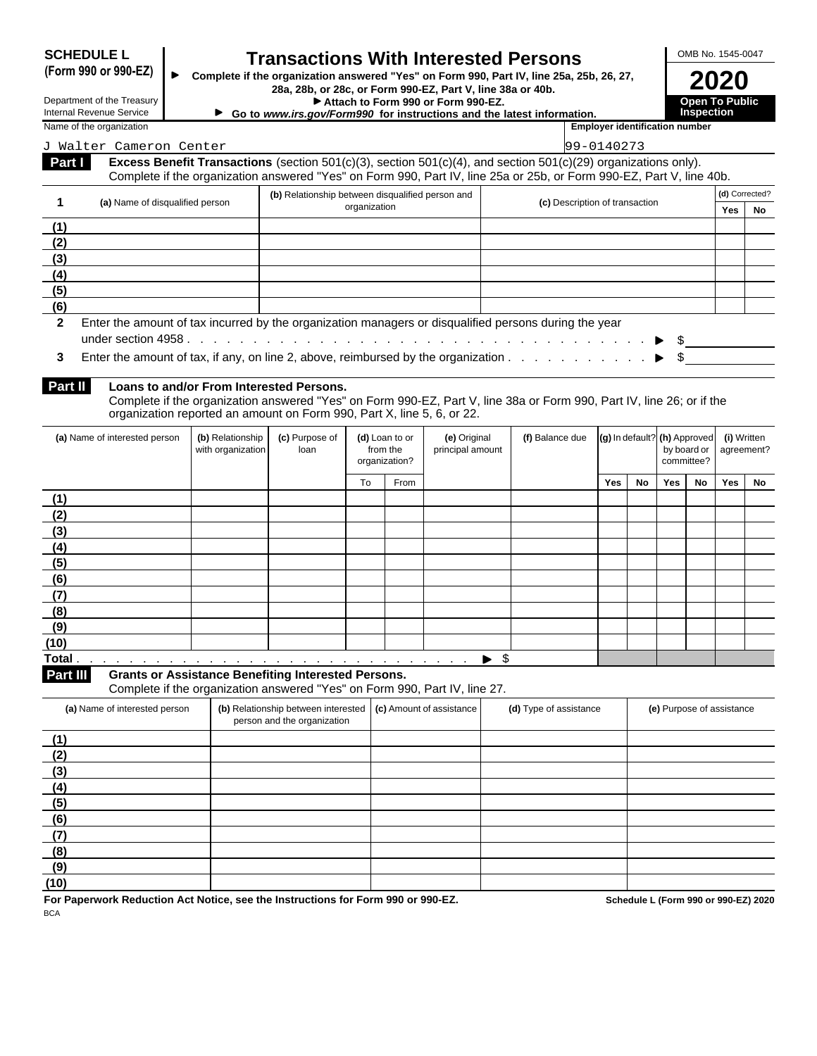**SCHEDULE L (Form 990 or 990-EZ)**

Department of the Treasury
Internal Revenue Service

# Transactions With Interested Persons

▶ Complete if the organization answered "Yes" on Form 990, Part IV, line 25a, 25b, 26, 27, 28a, 28b, or 28c, or Form 990-EZ, Part V, line 38a or 40b.
▶ Attach to Form 990 or Form 990-EZ.
▶ Go to *www.irs.gov/Form990* for instructions and the latest information.

OMB No. 1545-0047

**2020**

**Open To Public Inspection**

Name of the organization: J Walter Cameron Center

Employer identification number: 99-0140273

**Part I** **Excess Benefit Transactions** (section 501(c)(3), section 501(c)(4), and section 501(c)(29) organizations only). Complete if the organization answered "Yes" on Form 990, Part IV, line 25a or 25b, or Form 990-EZ, Part V, line 40b.

| 1 | (a) Name of disqualified person | (b) Relationship between disqualified person and organization | (c) Description of transaction | (d) Corrected? | |
|---|---|---|---|---|---|
| | | | | Yes | No |
| (1) | | | | | |
| (2) | | | | | |
| (3) | | | | | |
| (4) | | | | | |
| (5) | | | | | |
| (6) | | | | | |

**2** Enter the amount of tax incurred by the organization managers or disqualified persons during the year under section 4958 . . . ▶ $

**3** Enter the amount of tax, if any, on line 2, above, reimbursed by the organization . . . ▶ $

**Part II** **Loans to and/or From Interested Persons.**
Complete if the organization answered "Yes" on Form 990-EZ, Part V, line 38a or Form 990, Part IV, line 26; or if the organization reported an amount on Form 990, Part X, line 5, 6, or 22.

| | (a) Name of interested person | (b) Relationship with organization | (c) Purpose of loan | (d) Loan to or from the organization? | | (e) Original principal amount | (f) Balance due | (g) In default? | | (h) Approved by board or committee? | | (i) Written agreement? | |
|---|---|---|---|---|---|---|---|---|---|---|---|---|---|
| | | | | To | From | | | Yes | No | Yes | No | Yes | No |
| (1) | | | | | | | | | | | | | |
| (2) | | | | | | | | | | | | | |
| (3) | | | | | | | | | | | | | |
| (4) | | | | | | | | | | | | | |
| (5) | | | | | | | | | | | | | |
| (6) | | | | | | | | | | | | | |
| (7) | | | | | | | | | | | | | |
| (8) | | | | | | | | | | | | | |
| (9) | | | | | | | | | | | | | |
| (10) | | | | | | | | | | | | | |
| Total . . . ▶ $ | | | | | | | | | | | | | |

**Part III** **Grants or Assistance Benefiting Interested Persons.**
Complete if the organization answered "Yes" on Form 990, Part IV, line 27.

| | (a) Name of interested person | (b) Relationship between interested person and the organization | (c) Amount of assistance | (d) Type of assistance | (e) Purpose of assistance |
|---|---|---|---|---|---|
| (1) | | | | | |
| (2) | | | | | |
| (3) | | | | | |
| (4) | | | | | |
| (5) | | | | | |
| (6) | | | | | |
| (7) | | | | | |
| (8) | | | | | |
| (9) | | | | | |
| (10) | | | | | |

**For Paperwork Reduction Act Notice, see the Instructions for Form 990 or 990-EZ.** **Schedule L (Form 990 or 990-EZ) 2020**

BCA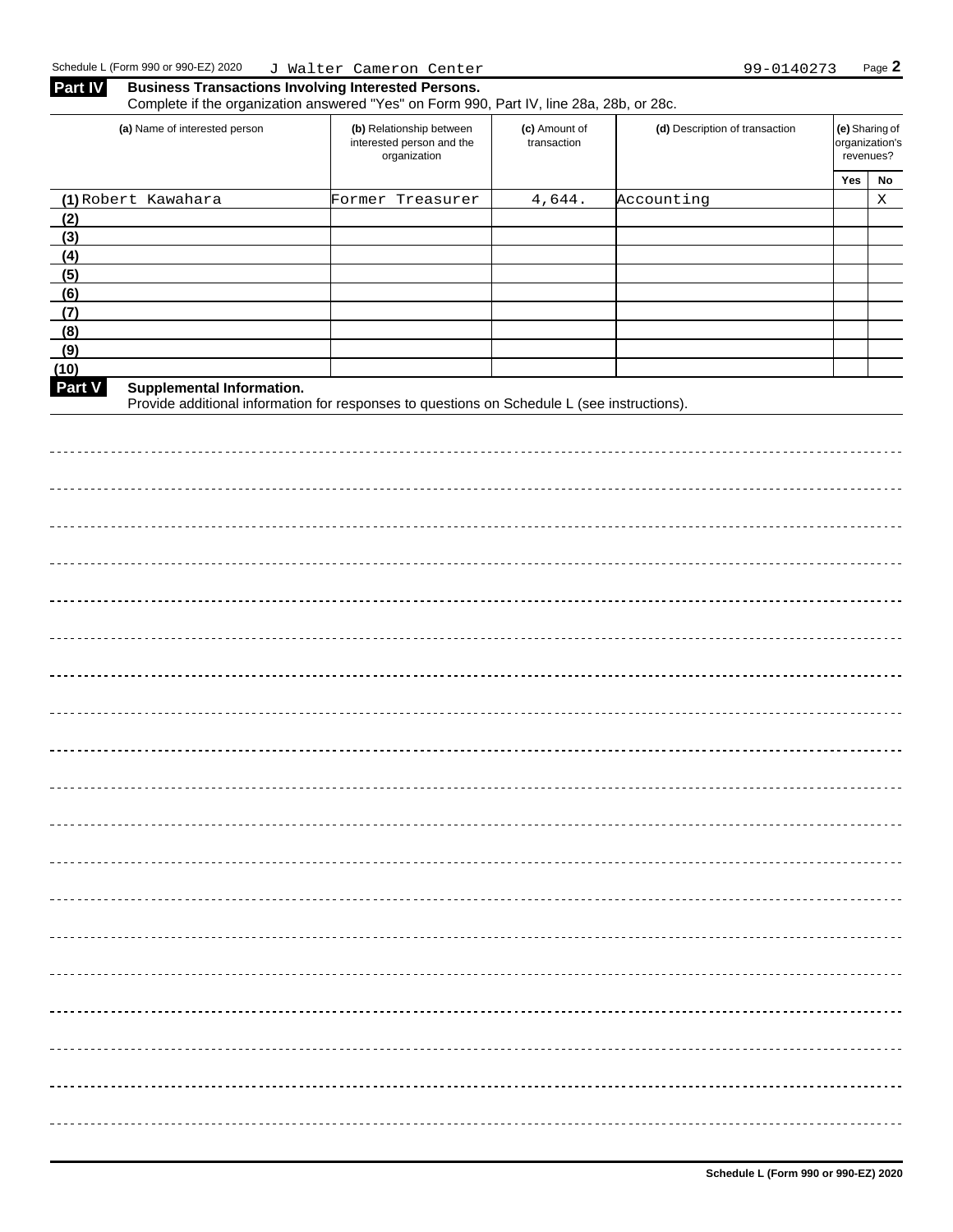Schedule L (Form 990 or 990-EZ) 2020 J Walter Cameron Center 99-0140273 Page 2

**Part IV** **Business Transactions Involving Interested Persons.**
Complete if the organization answered "Yes" on Form 990, Part IV, line 28a, 28b, or 28c.

| (a) Name of interested person | (b) Relationship between interested person and the organization | (c) Amount of transaction | (d) Description of transaction | (e) Sharing of organization's revenues? | |
|---|---|---|---|---|---|
| | | | | Yes | No |
| (1) Robert Kawahara | Former Treasurer | 4,644. | Accounting | | X |
| (2) | | | | | |
| (3) | | | | | |
| (4) | | | | | |
| (5) | | | | | |
| (6) | | | | | |
| (7) | | | | | |
| (8) | | | | | |
| (9) | | | | | |
| (10) | | | | | |

**Part V** **Supplemental Information.**
Provide additional information for responses to questions on Schedule L (see instructions).

Schedule L (Form 990 or 990-EZ) 2020